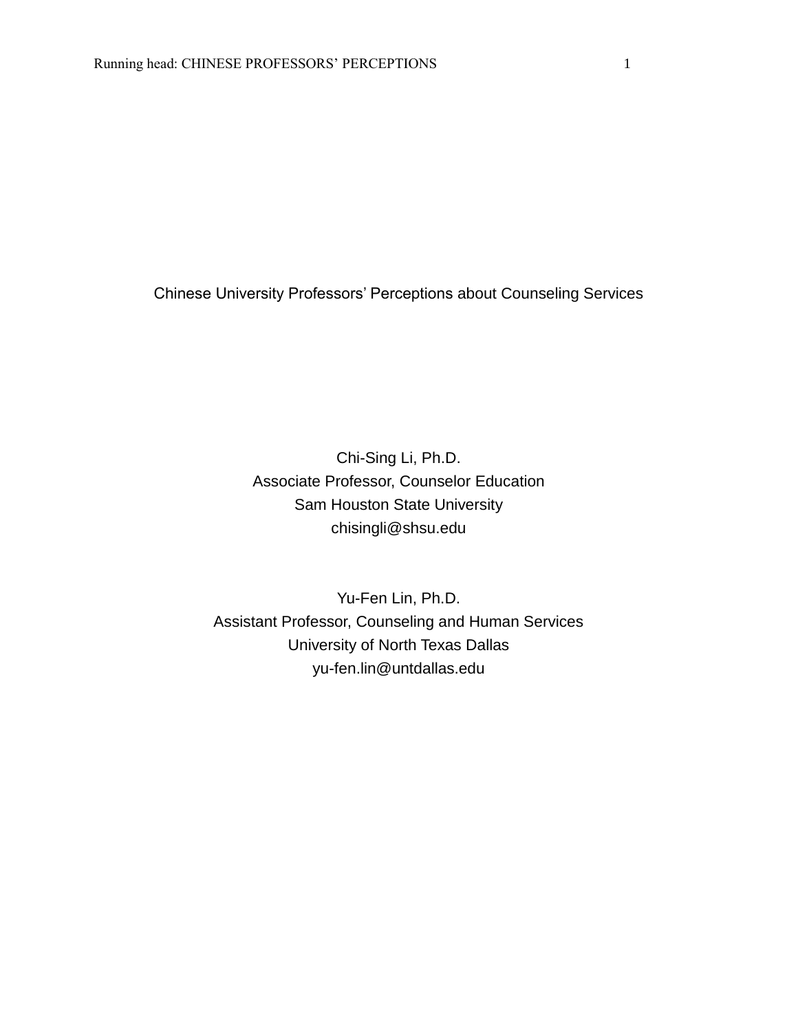# Chinese University Professors' Perceptions about Counseling Services

Chi-Sing Li, Ph.D.
Associate Professor, Counselor Education
Sam Houston State University
chisingli@shsu.edu

Yu-Fen Lin, Ph.D.
Assistant Professor, Counseling and Human Services
University of North Texas Dallas
yu-fen.lin@untdallas.edu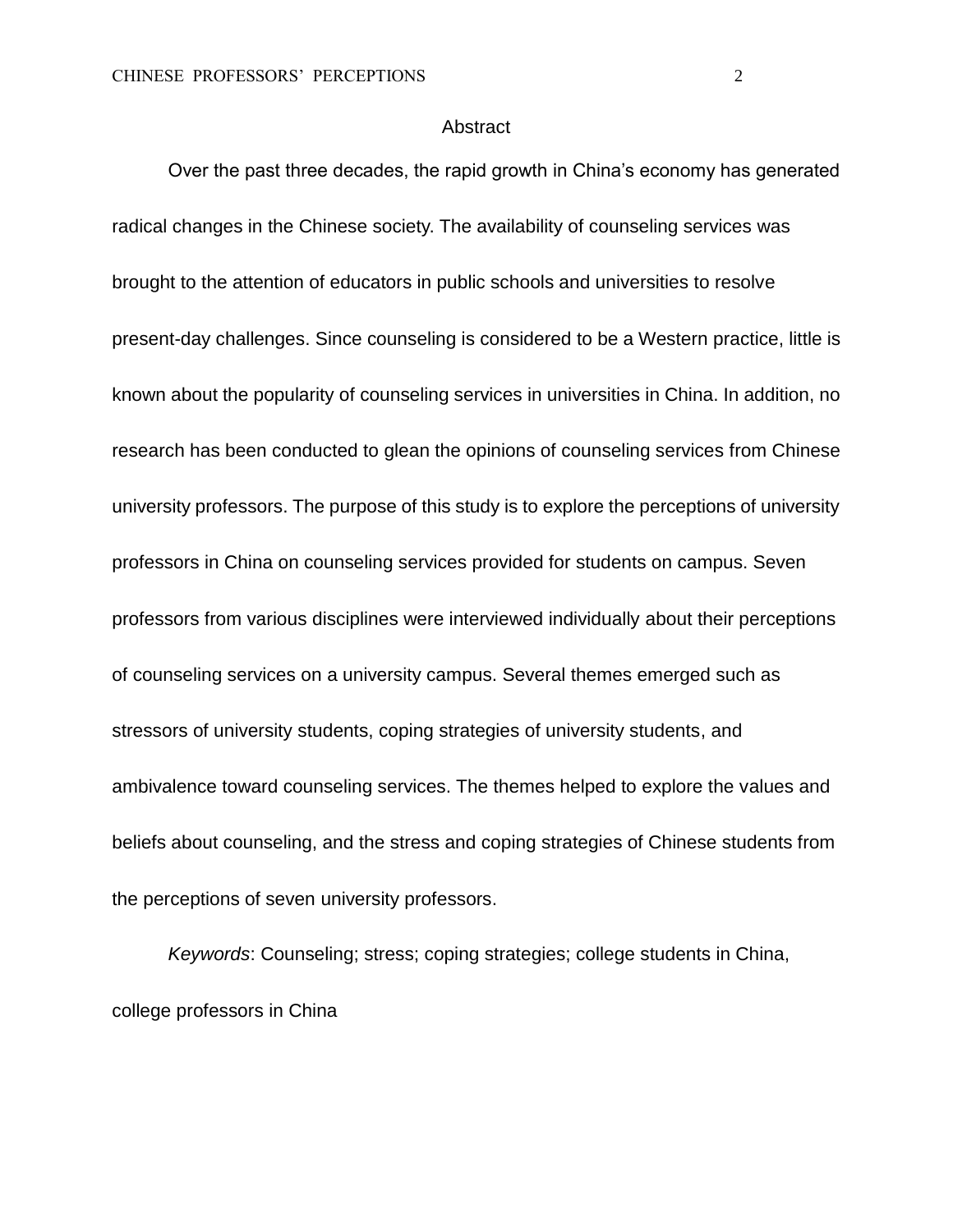# Abstract

Over the past three decades, the rapid growth in China's economy has generated radical changes in the Chinese society. The availability of counseling services was brought to the attention of educators in public schools and universities to resolve present-day challenges. Since counseling is considered to be a Western practice, little is known about the popularity of counseling services in universities in China. In addition, no research has been conducted to glean the opinions of counseling services from Chinese university professors. The purpose of this study is to explore the perceptions of university professors in China on counseling services provided for students on campus. Seven professors from various disciplines were interviewed individually about their perceptions of counseling services on a university campus. Several themes emerged such as stressors of university students, coping strategies of university students, and ambivalence toward counseling services. The themes helped to explore the values and beliefs about counseling, and the stress and coping strategies of Chinese students from the perceptions of seven university professors.

*Keywords*: Counseling; stress; coping strategies; college students in China, college professors in China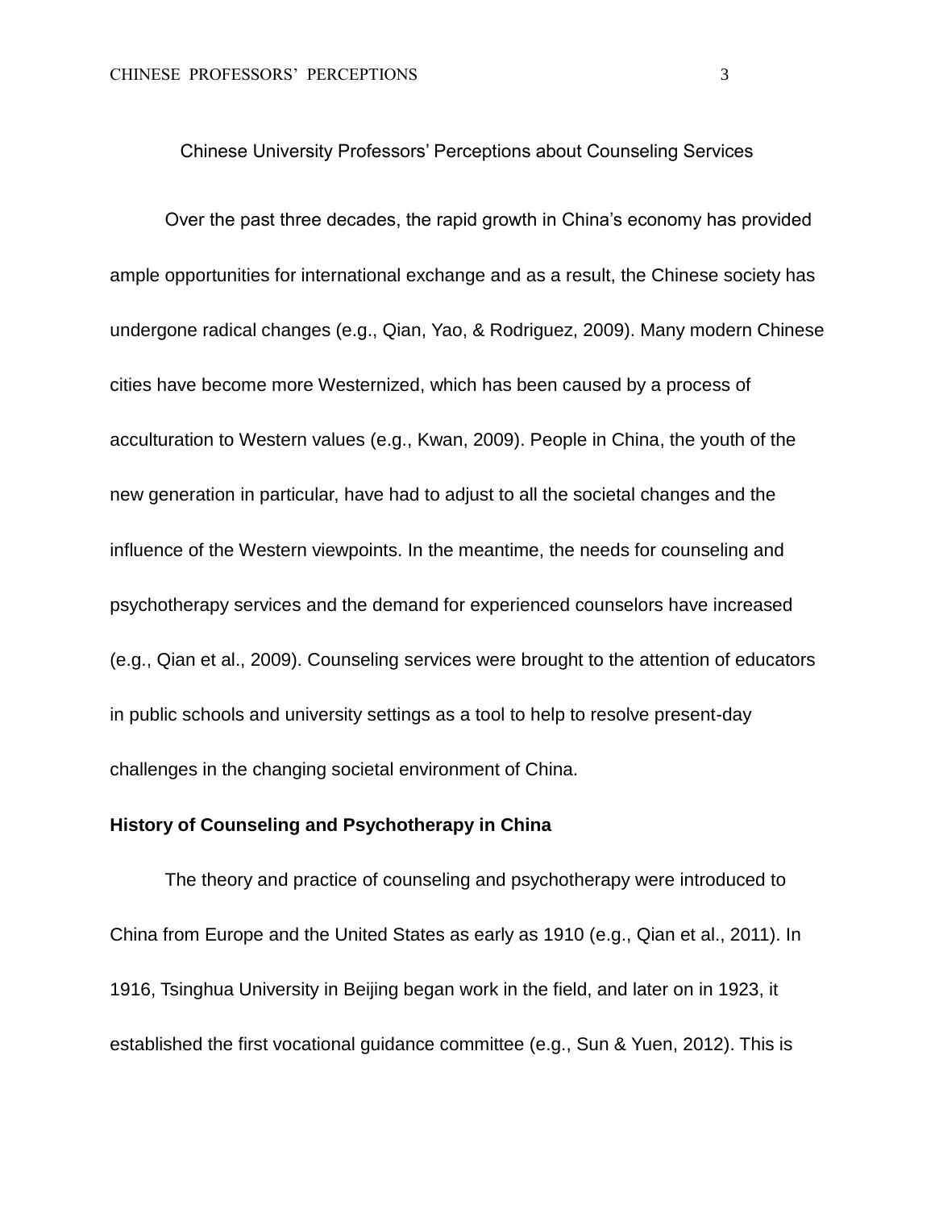# Chinese University Professors' Perceptions about Counseling Services

Over the past three decades, the rapid growth in China's economy has provided ample opportunities for international exchange and as a result, the Chinese society has undergone radical changes (e.g., Qian, Yao, & Rodriguez, 2009). Many modern Chinese cities have become more Westernized, which has been caused by a process of acculturation to Western values (e.g., Kwan, 2009). People in China, the youth of the new generation in particular, have had to adjust to all the societal changes and the influence of the Western viewpoints. In the meantime, the needs for counseling and psychotherapy services and the demand for experienced counselors have increased (e.g., Qian et al., 2009). Counseling services were brought to the attention of educators in public schools and university settings as a tool to help to resolve present-day challenges in the changing societal environment of China.

## History of Counseling and Psychotherapy in China

The theory and practice of counseling and psychotherapy were introduced to China from Europe and the United States as early as 1910 (e.g., Qian et al., 2011). In 1916, Tsinghua University in Beijing began work in the field, and later on in 1923, it established the first vocational guidance committee (e.g., Sun & Yuen, 2012). This is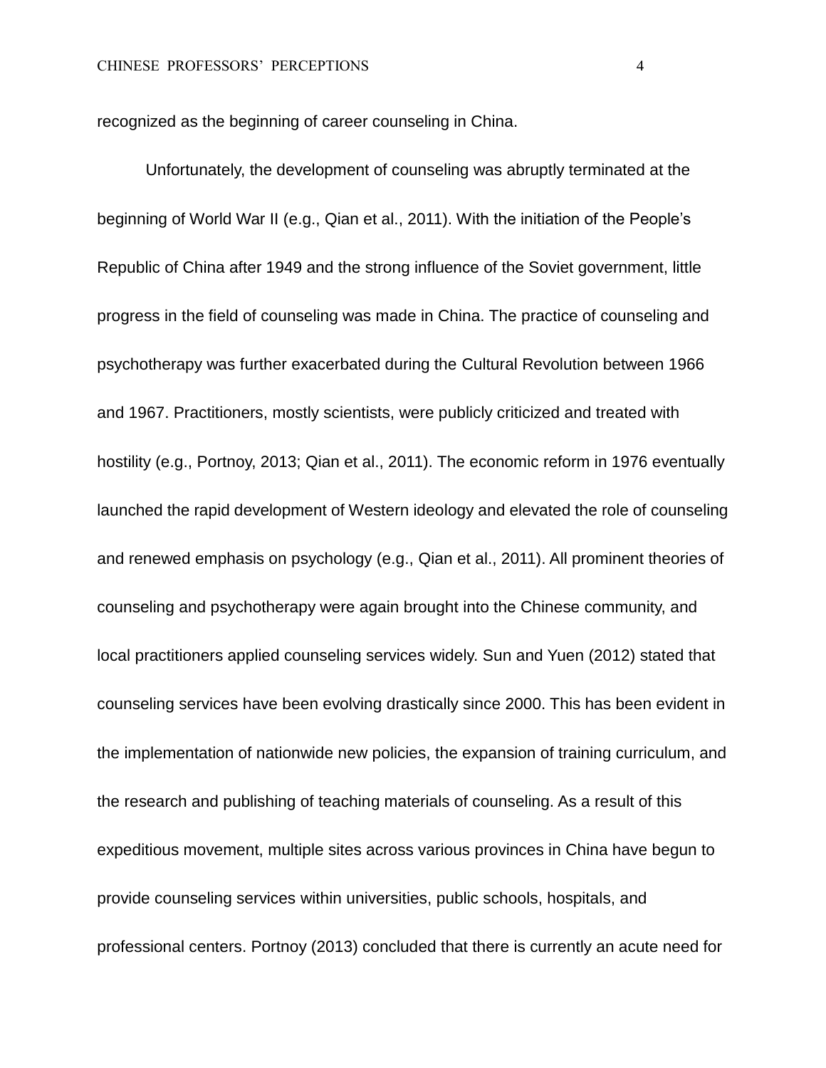recognized as the beginning of career counseling in China.

Unfortunately, the development of counseling was abruptly terminated at the beginning of World War II (e.g., Qian et al., 2011). With the initiation of the People's Republic of China after 1949 and the strong influence of the Soviet government, little progress in the field of counseling was made in China. The practice of counseling and psychotherapy was further exacerbated during the Cultural Revolution between 1966 and 1967. Practitioners, mostly scientists, were publicly criticized and treated with hostility (e.g., Portnoy, 2013; Qian et al., 2011). The economic reform in 1976 eventually launched the rapid development of Western ideology and elevated the role of counseling and renewed emphasis on psychology (e.g., Qian et al., 2011). All prominent theories of counseling and psychotherapy were again brought into the Chinese community, and local practitioners applied counseling services widely. Sun and Yuen (2012) stated that counseling services have been evolving drastically since 2000. This has been evident in the implementation of nationwide new policies, the expansion of training curriculum, and the research and publishing of teaching materials of counseling. As a result of this expeditious movement, multiple sites across various provinces in China have begun to provide counseling services within universities, public schools, hospitals, and professional centers. Portnoy (2013) concluded that there is currently an acute need for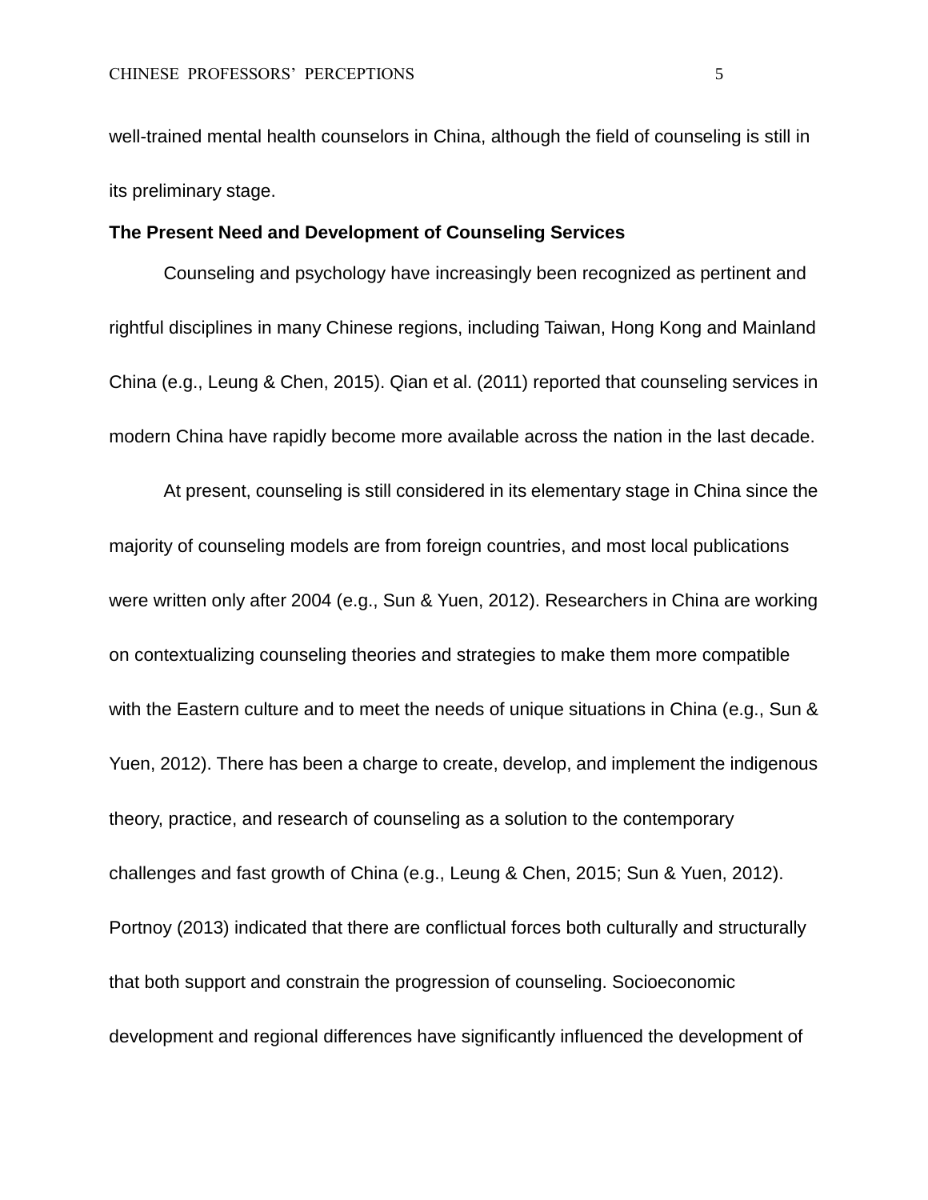well-trained mental health counselors in China, although the field of counseling is still in its preliminary stage.

## The Present Need and Development of Counseling Services

Counseling and psychology have increasingly been recognized as pertinent and rightful disciplines in many Chinese regions, including Taiwan, Hong Kong and Mainland China (e.g., Leung & Chen, 2015). Qian et al. (2011) reported that counseling services in modern China have rapidly become more available across the nation in the last decade.

At present, counseling is still considered in its elementary stage in China since the majority of counseling models are from foreign countries, and most local publications were written only after 2004 (e.g., Sun & Yuen, 2012). Researchers in China are working on contextualizing counseling theories and strategies to make them more compatible with the Eastern culture and to meet the needs of unique situations in China (e.g., Sun & Yuen, 2012). There has been a charge to create, develop, and implement the indigenous theory, practice, and research of counseling as a solution to the contemporary challenges and fast growth of China (e.g., Leung & Chen, 2015; Sun & Yuen, 2012). Portnoy (2013) indicated that there are conflictual forces both culturally and structurally that both support and constrain the progression of counseling. Socioeconomic development and regional differences have significantly influenced the development of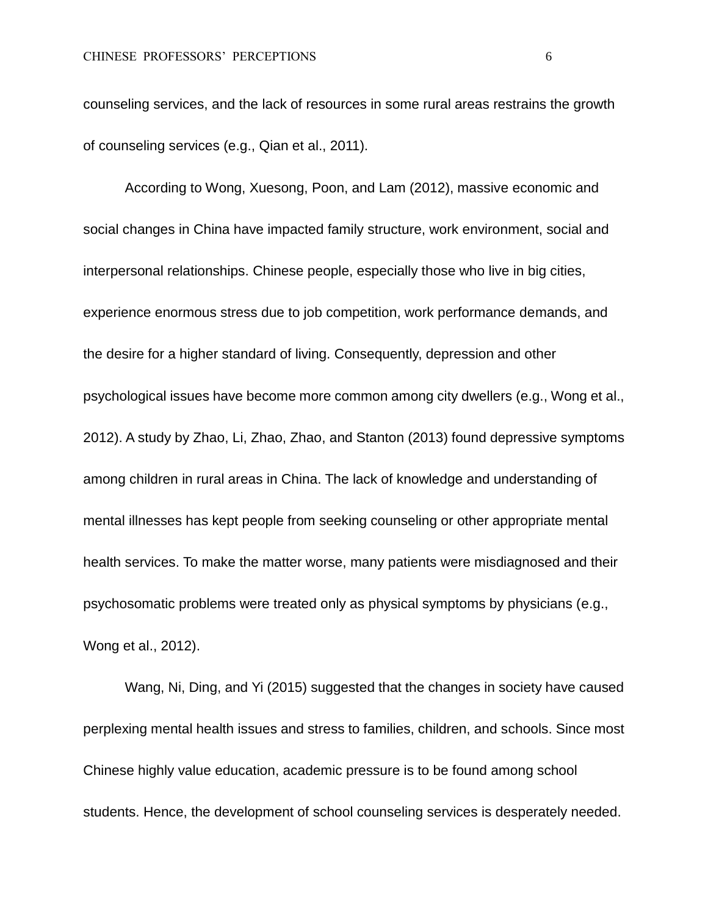counseling services, and the lack of resources in some rural areas restrains the growth of counseling services (e.g., Qian et al., 2011).

According to Wong, Xuesong, Poon, and Lam (2012), massive economic and social changes in China have impacted family structure, work environment, social and interpersonal relationships. Chinese people, especially those who live in big cities, experience enormous stress due to job competition, work performance demands, and the desire for a higher standard of living. Consequently, depression and other psychological issues have become more common among city dwellers (e.g., Wong et al., 2012). A study by Zhao, Li, Zhao, Zhao, and Stanton (2013) found depressive symptoms among children in rural areas in China. The lack of knowledge and understanding of mental illnesses has kept people from seeking counseling or other appropriate mental health services. To make the matter worse, many patients were misdiagnosed and their psychosomatic problems were treated only as physical symptoms by physicians (e.g., Wong et al., 2012).

Wang, Ni, Ding, and Yi (2015) suggested that the changes in society have caused perplexing mental health issues and stress to families, children, and schools. Since most Chinese highly value education, academic pressure is to be found among school students. Hence, the development of school counseling services is desperately needed.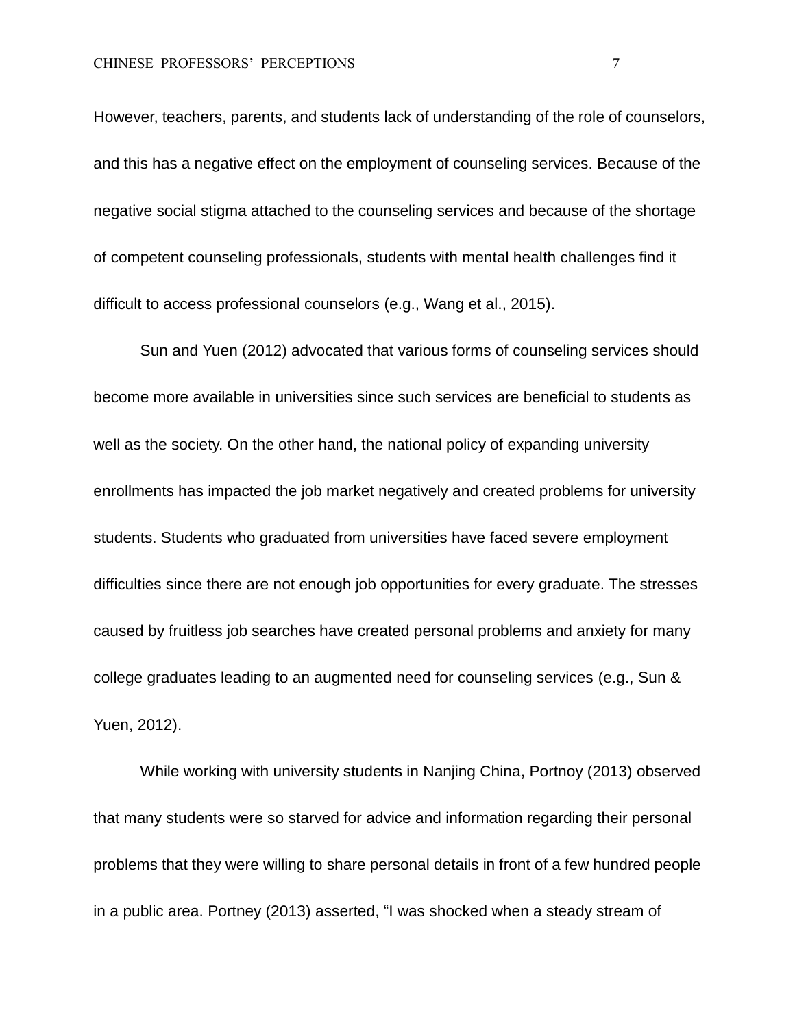However, teachers, parents, and students lack of understanding of the role of counselors, and this has a negative effect on the employment of counseling services. Because of the negative social stigma attached to the counseling services and because of the shortage of competent counseling professionals, students with mental health challenges find it difficult to access professional counselors (e.g., Wang et al., 2015).

Sun and Yuen (2012) advocated that various forms of counseling services should become more available in universities since such services are beneficial to students as well as the society. On the other hand, the national policy of expanding university enrollments has impacted the job market negatively and created problems for university students. Students who graduated from universities have faced severe employment difficulties since there are not enough job opportunities for every graduate. The stresses caused by fruitless job searches have created personal problems and anxiety for many college graduates leading to an augmented need for counseling services (e.g., Sun & Yuen, 2012).

While working with university students in Nanjing China, Portnoy (2013) observed that many students were so starved for advice and information regarding their personal problems that they were willing to share personal details in front of a few hundred people in a public area. Portney (2013) asserted, "I was shocked when a steady stream of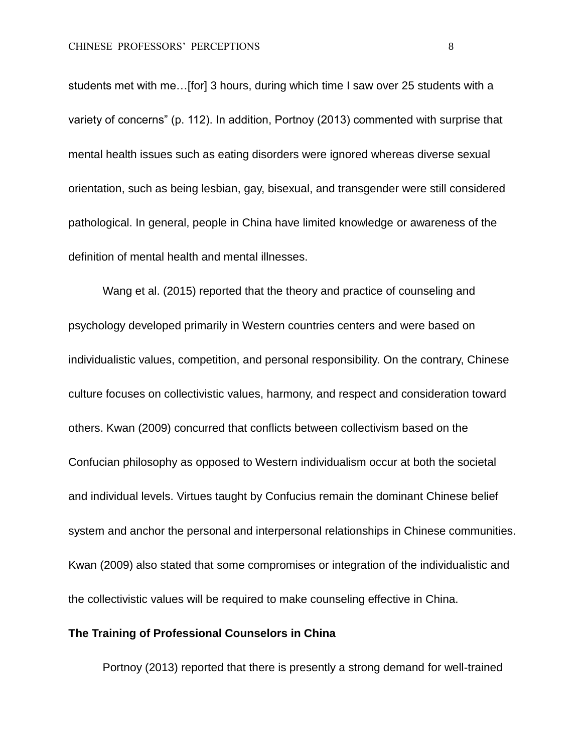students met with me…[for] 3 hours, during which time I saw over 25 students with a variety of concerns" (p. 112). In addition, Portnoy (2013) commented with surprise that mental health issues such as eating disorders were ignored whereas diverse sexual orientation, such as being lesbian, gay, bisexual, and transgender were still considered pathological. In general, people in China have limited knowledge or awareness of the definition of mental health and mental illnesses.

Wang et al. (2015) reported that the theory and practice of counseling and psychology developed primarily in Western countries centers and were based on individualistic values, competition, and personal responsibility. On the contrary, Chinese culture focuses on collectivistic values, harmony, and respect and consideration toward others. Kwan (2009) concurred that conflicts between collectivism based on the Confucian philosophy as opposed to Western individualism occur at both the societal and individual levels. Virtues taught by Confucius remain the dominant Chinese belief system and anchor the personal and interpersonal relationships in Chinese communities. Kwan (2009) also stated that some compromises or integration of the individualistic and the collectivistic values will be required to make counseling effective in China.

**The Training of Professional Counselors in China**

Portnoy (2013) reported that there is presently a strong demand for well-trained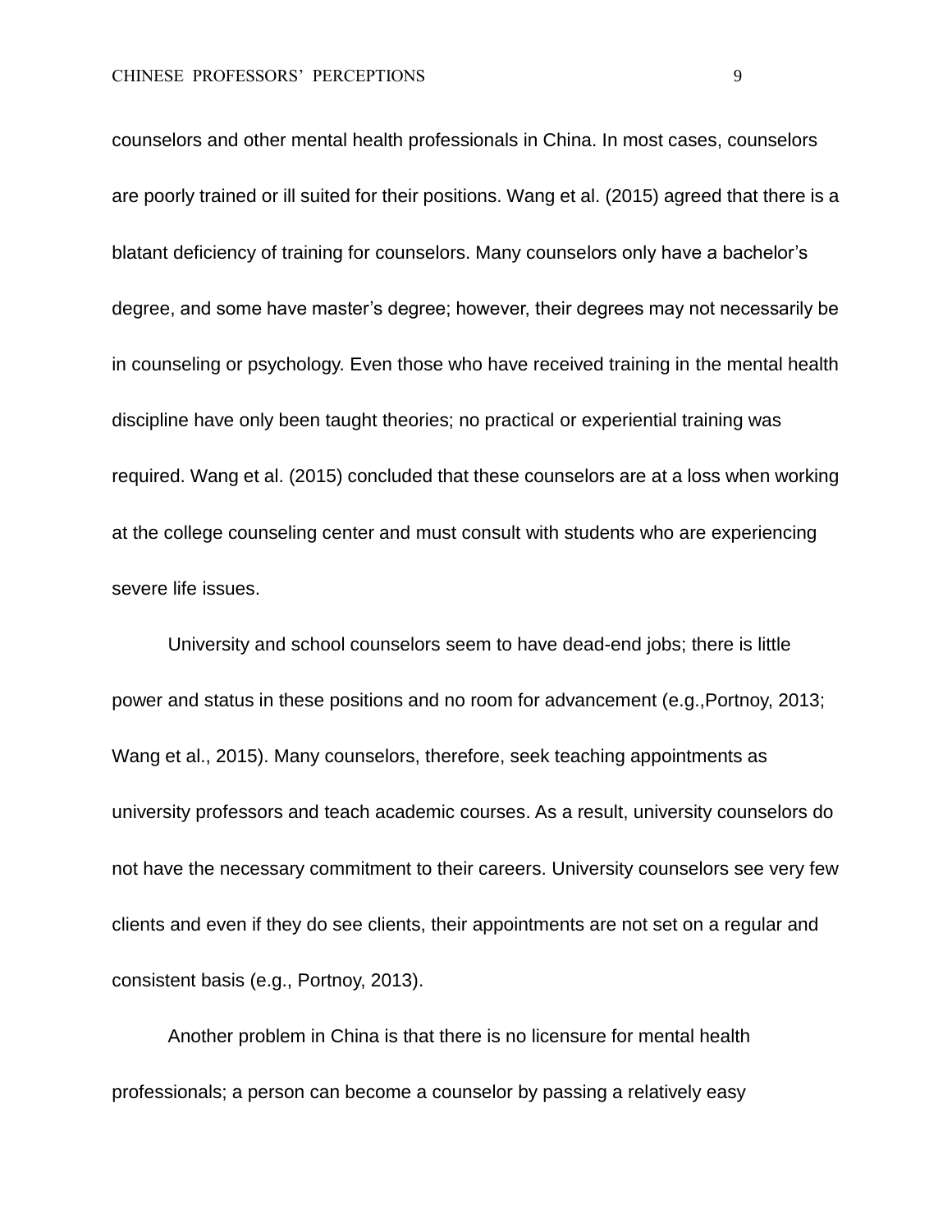counselors and other mental health professionals in China. In most cases, counselors are poorly trained or ill suited for their positions. Wang et al. (2015) agreed that there is a blatant deficiency of training for counselors. Many counselors only have a bachelor's degree, and some have master's degree; however, their degrees may not necessarily be in counseling or psychology. Even those who have received training in the mental health discipline have only been taught theories; no practical or experiential training was required. Wang et al. (2015) concluded that these counselors are at a loss when working at the college counseling center and must consult with students who are experiencing severe life issues.

University and school counselors seem to have dead-end jobs; there is little power and status in these positions and no room for advancement (e.g.,Portnoy, 2013; Wang et al., 2015). Many counselors, therefore, seek teaching appointments as university professors and teach academic courses. As a result, university counselors do not have the necessary commitment to their careers. University counselors see very few clients and even if they do see clients, their appointments are not set on a regular and consistent basis (e.g., Portnoy, 2013).

Another problem in China is that there is no licensure for mental health professionals; a person can become a counselor by passing a relatively easy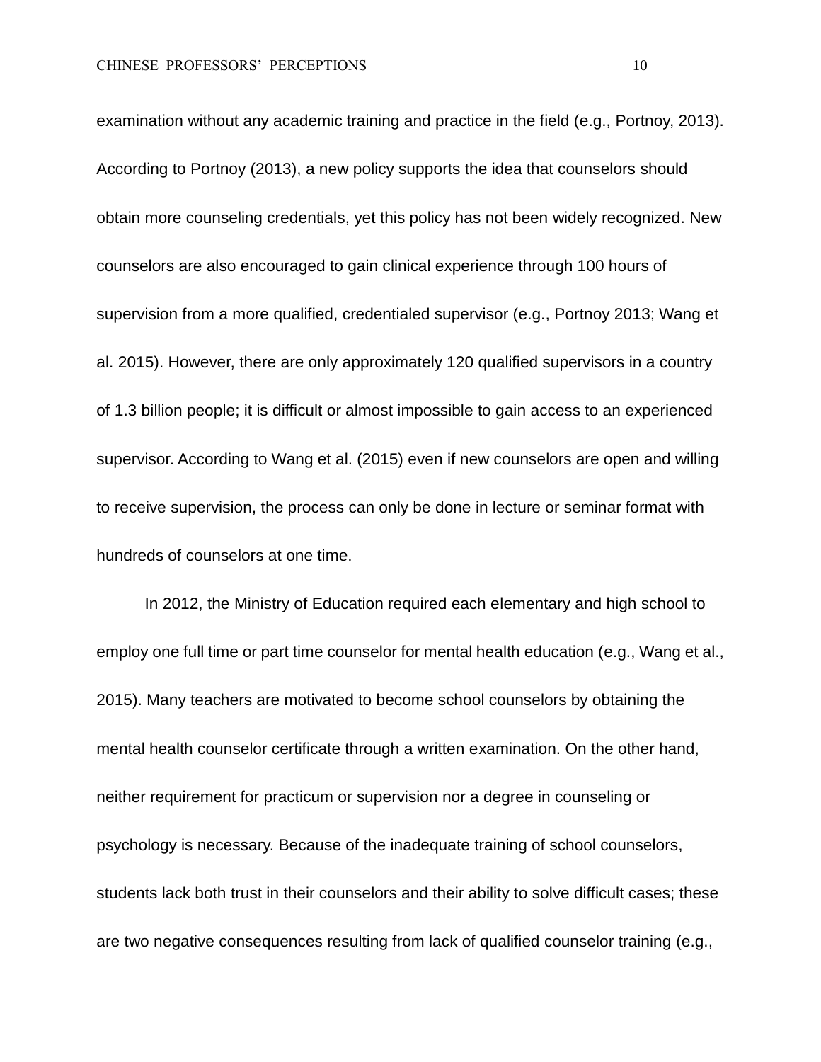examination without any academic training and practice in the field (e.g., Portnoy, 2013). According to Portnoy (2013), a new policy supports the idea that counselors should obtain more counseling credentials, yet this policy has not been widely recognized. New counselors are also encouraged to gain clinical experience through 100 hours of supervision from a more qualified, credentialed supervisor (e.g., Portnoy 2013; Wang et al. 2015). However, there are only approximately 120 qualified supervisors in a country of 1.3 billion people; it is difficult or almost impossible to gain access to an experienced supervisor. According to Wang et al. (2015) even if new counselors are open and willing to receive supervision, the process can only be done in lecture or seminar format with hundreds of counselors at one time.

In 2012, the Ministry of Education required each elementary and high school to employ one full time or part time counselor for mental health education (e.g., Wang et al., 2015). Many teachers are motivated to become school counselors by obtaining the mental health counselor certificate through a written examination. On the other hand, neither requirement for practicum or supervision nor a degree in counseling or psychology is necessary. Because of the inadequate training of school counselors, students lack both trust in their counselors and their ability to solve difficult cases; these are two negative consequences resulting from lack of qualified counselor training (e.g.,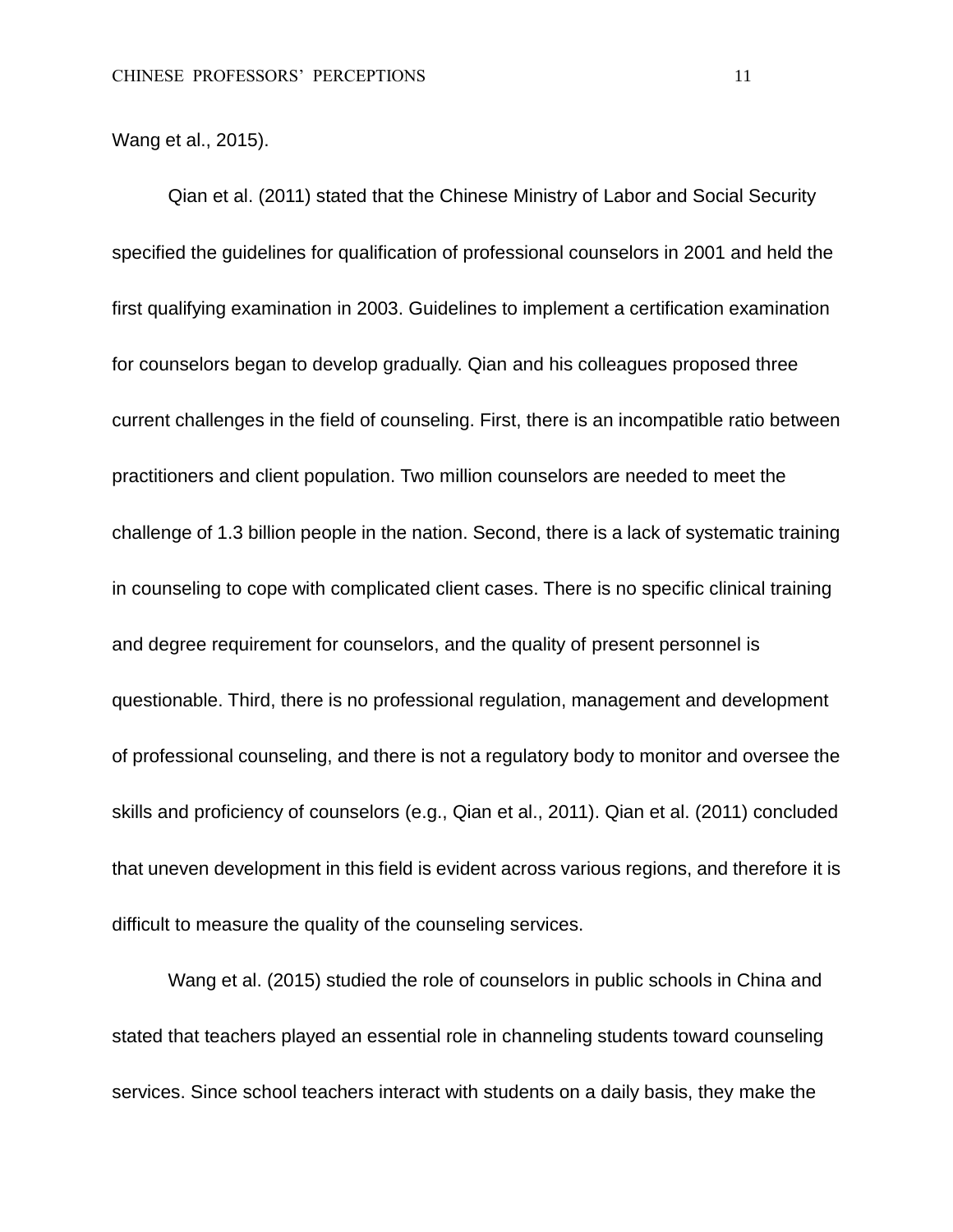Wang et al., 2015).

Qian et al. (2011) stated that the Chinese Ministry of Labor and Social Security specified the guidelines for qualification of professional counselors in 2001 and held the first qualifying examination in 2003. Guidelines to implement a certification examination for counselors began to develop gradually. Qian and his colleagues proposed three current challenges in the field of counseling. First, there is an incompatible ratio between practitioners and client population. Two million counselors are needed to meet the challenge of 1.3 billion people in the nation. Second, there is a lack of systematic training in counseling to cope with complicated client cases. There is no specific clinical training and degree requirement for counselors, and the quality of present personnel is questionable. Third, there is no professional regulation, management and development of professional counseling, and there is not a regulatory body to monitor and oversee the skills and proficiency of counselors (e.g., Qian et al., 2011). Qian et al. (2011) concluded that uneven development in this field is evident across various regions, and therefore it is difficult to measure the quality of the counseling services.

Wang et al. (2015) studied the role of counselors in public schools in China and stated that teachers played an essential role in channeling students toward counseling services. Since school teachers interact with students on a daily basis, they make the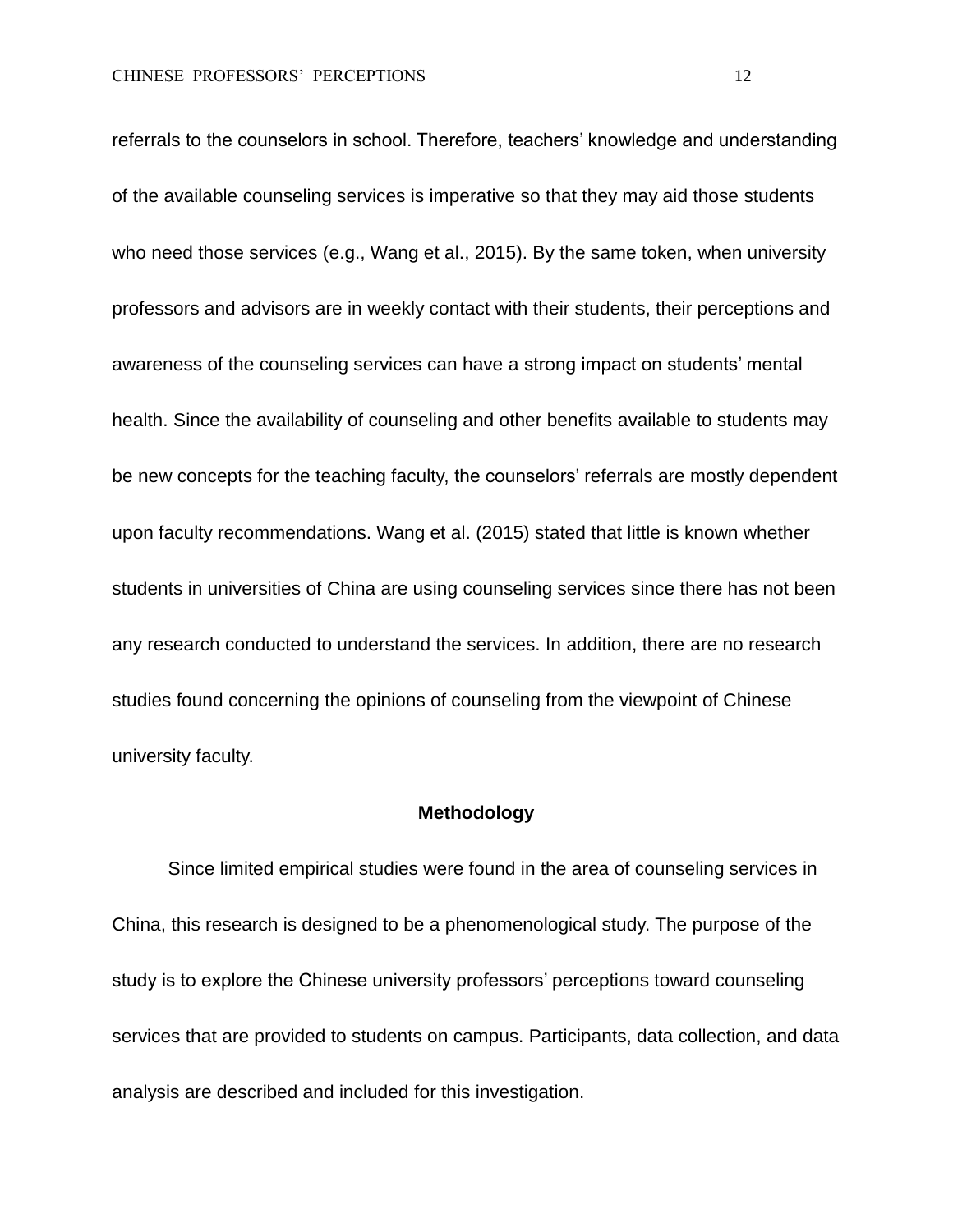referrals to the counselors in school. Therefore, teachers' knowledge and understanding of the available counseling services is imperative so that they may aid those students who need those services (e.g., Wang et al., 2015). By the same token, when university professors and advisors are in weekly contact with their students, their perceptions and awareness of the counseling services can have a strong impact on students' mental health. Since the availability of counseling and other benefits available to students may be new concepts for the teaching faculty, the counselors' referrals are mostly dependent upon faculty recommendations. Wang et al. (2015) stated that little is known whether students in universities of China are using counseling services since there has not been any research conducted to understand the services. In addition, there are no research studies found concerning the opinions of counseling from the viewpoint of Chinese university faculty.

## Methodology

Since limited empirical studies were found in the area of counseling services in China, this research is designed to be a phenomenological study. The purpose of the study is to explore the Chinese university professors' perceptions toward counseling services that are provided to students on campus. Participants, data collection, and data analysis are described and included for this investigation.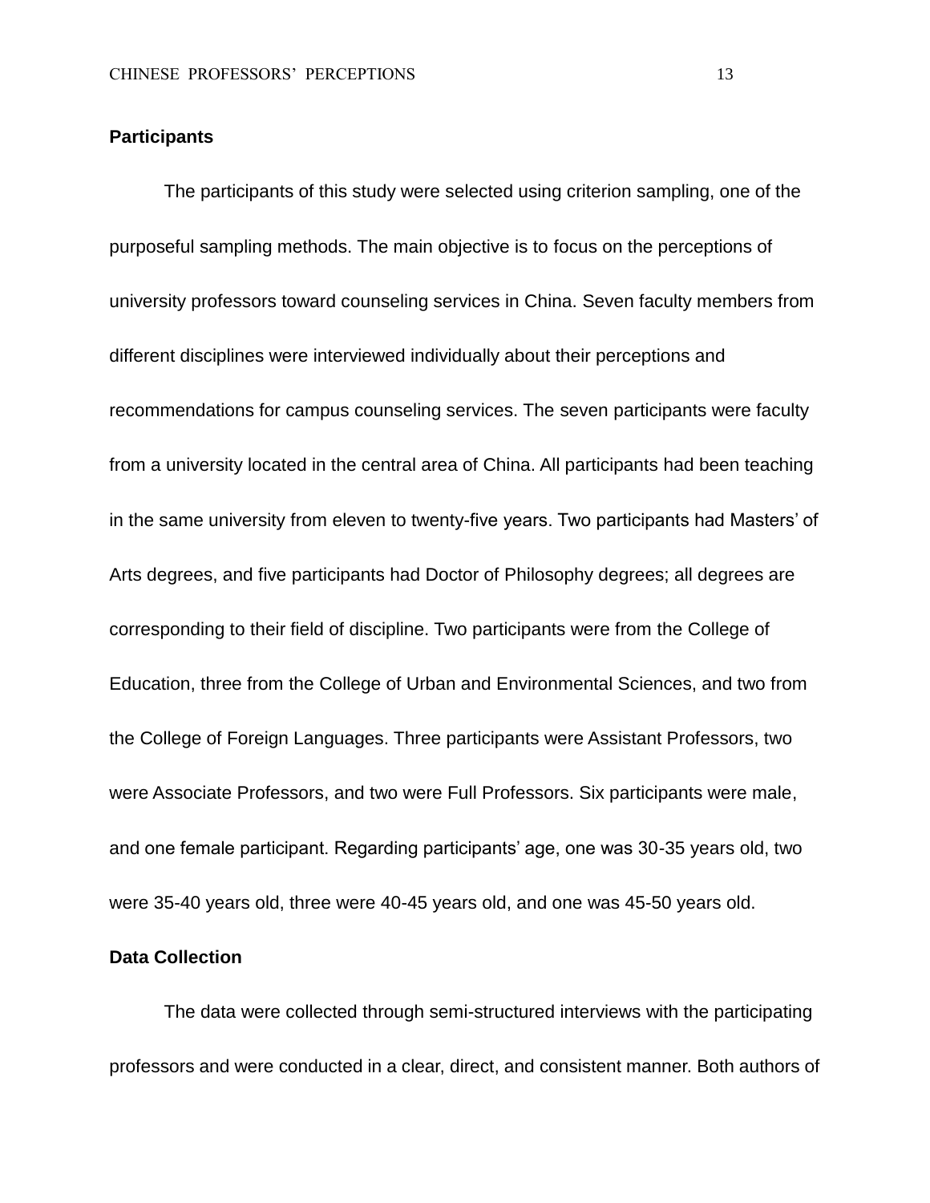## Participants

The participants of this study were selected using criterion sampling, one of the purposeful sampling methods. The main objective is to focus on the perceptions of university professors toward counseling services in China. Seven faculty members from different disciplines were interviewed individually about their perceptions and recommendations for campus counseling services. The seven participants were faculty from a university located in the central area of China. All participants had been teaching in the same university from eleven to twenty-five years. Two participants had Masters' of Arts degrees, and five participants had Doctor of Philosophy degrees; all degrees are corresponding to their field of discipline. Two participants were from the College of Education, three from the College of Urban and Environmental Sciences, and two from the College of Foreign Languages. Three participants were Assistant Professors, two were Associate Professors, and two were Full Professors. Six participants were male, and one female participant. Regarding participants' age, one was 30-35 years old, two were 35-40 years old, three were 40-45 years old, and one was 45-50 years old.

## Data Collection

The data were collected through semi-structured interviews with the participating professors and were conducted in a clear, direct, and consistent manner. Both authors of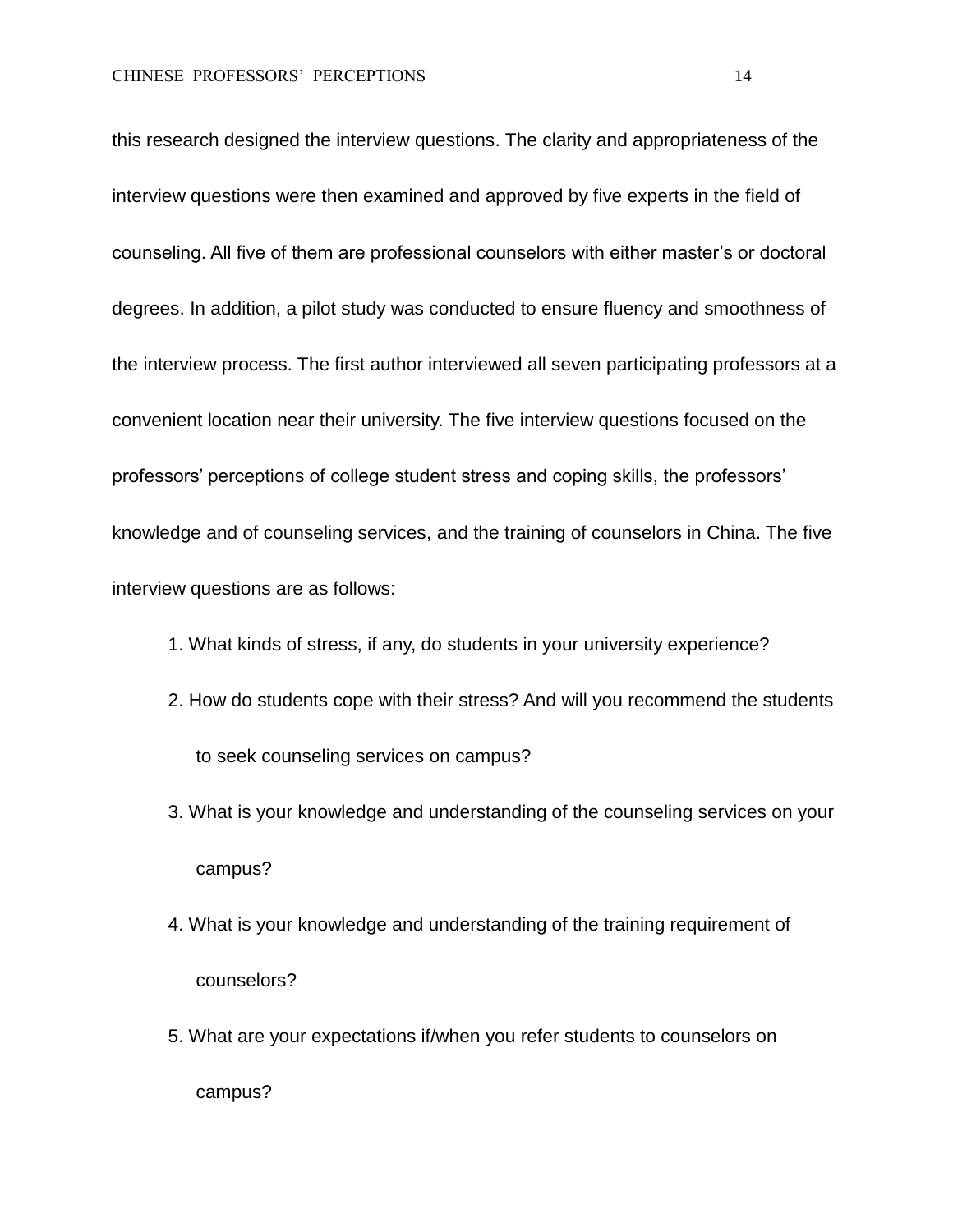this research designed the interview questions. The clarity and appropriateness of the interview questions were then examined and approved by five experts in the field of counseling. All five of them are professional counselors with either master's or doctoral degrees. In addition, a pilot study was conducted to ensure fluency and smoothness of the interview process. The first author interviewed all seven participating professors at a convenient location near their university. The five interview questions focused on the professors' perceptions of college student stress and coping skills, the professors' knowledge and of counseling services, and the training of counselors in China. The five interview questions are as follows:

1. What kinds of stress, if any, do students in your university experience?
2. How do students cope with their stress? And will you recommend the students to seek counseling services on campus?
3. What is your knowledge and understanding of the counseling services on your campus?
4. What is your knowledge and understanding of the training requirement of counselors?
5. What are your expectations if/when you refer students to counselors on campus?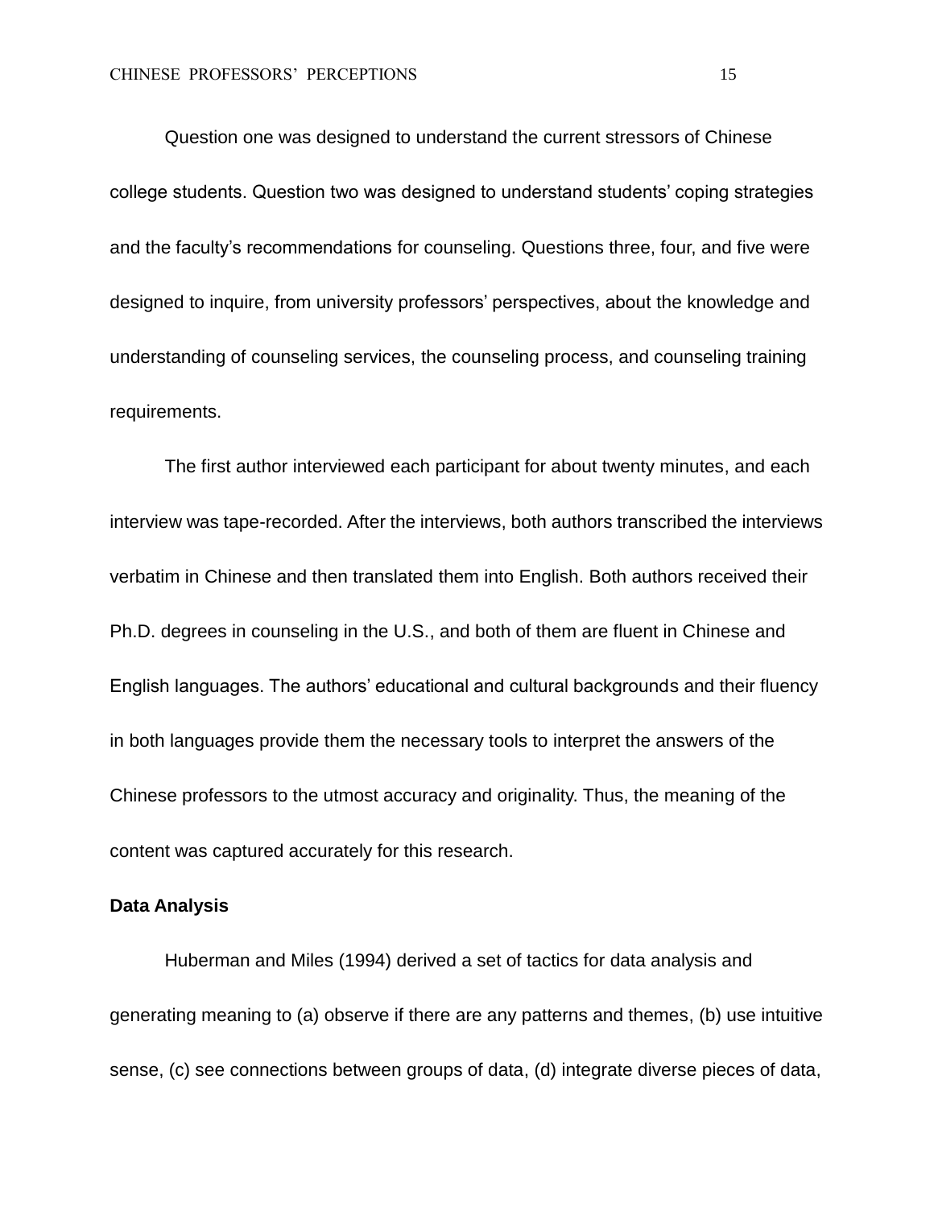Question one was designed to understand the current stressors of Chinese college students. Question two was designed to understand students' coping strategies and the faculty's recommendations for counseling. Questions three, four, and five were designed to inquire, from university professors' perspectives, about the knowledge and understanding of counseling services, the counseling process, and counseling training requirements.

The first author interviewed each participant for about twenty minutes, and each interview was tape-recorded. After the interviews, both authors transcribed the interviews verbatim in Chinese and then translated them into English. Both authors received their Ph.D. degrees in counseling in the U.S., and both of them are fluent in Chinese and English languages. The authors' educational and cultural backgrounds and their fluency in both languages provide them the necessary tools to interpret the answers of the Chinese professors to the utmost accuracy and originality. Thus, the meaning of the content was captured accurately for this research.

**Data Analysis**

Huberman and Miles (1994) derived a set of tactics for data analysis and generating meaning to (a) observe if there are any patterns and themes, (b) use intuitive sense, (c) see connections between groups of data, (d) integrate diverse pieces of data,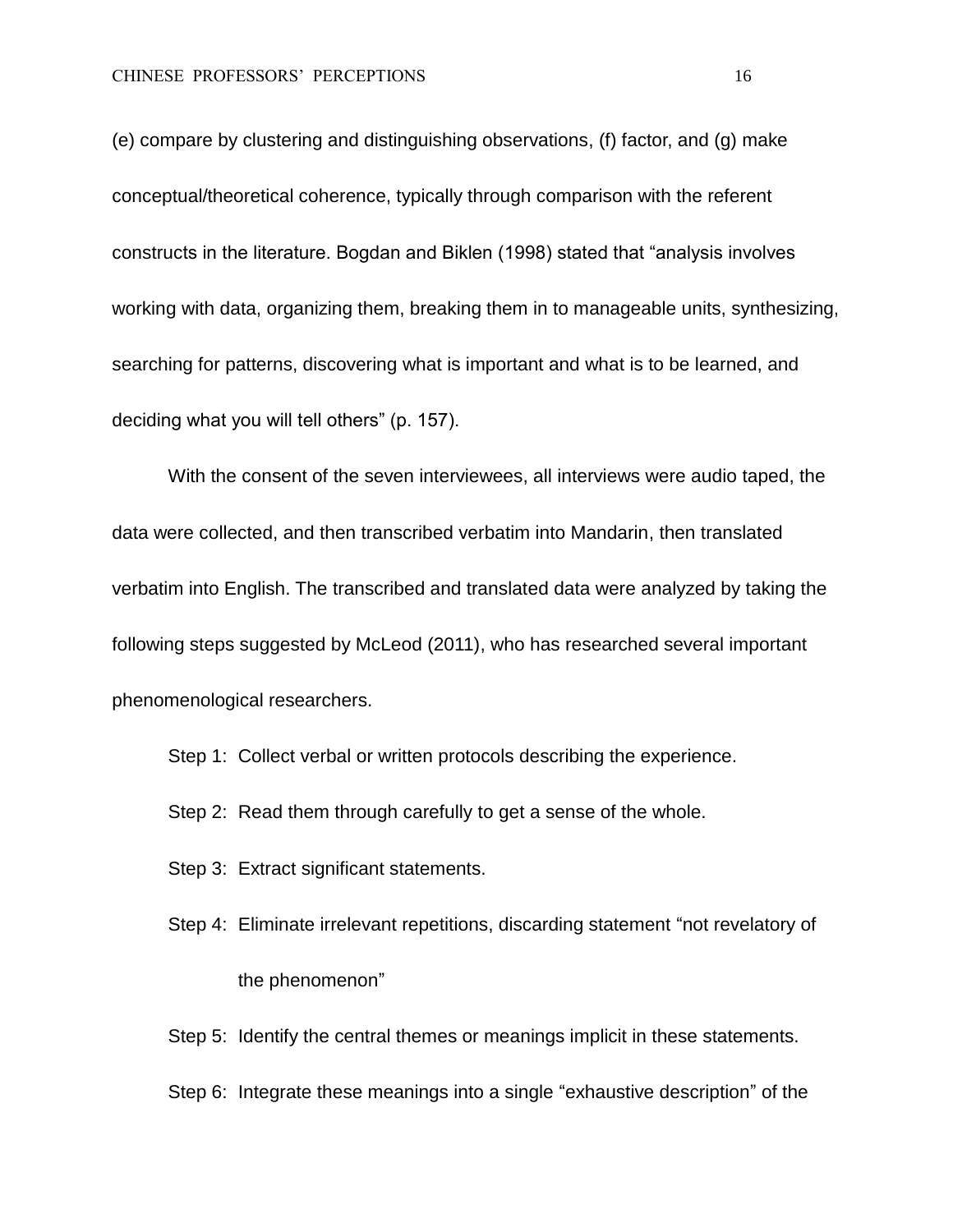(e) compare by clustering and distinguishing observations, (f) factor, and (g) make conceptual/theoretical coherence, typically through comparison with the referent constructs in the literature. Bogdan and Biklen (1998) stated that "analysis involves working with data, organizing them, breaking them in to manageable units, synthesizing, searching for patterns, discovering what is important and what is to be learned, and deciding what you will tell others" (p. 157).

With the consent of the seven interviewees, all interviews were audio taped, the data were collected, and then transcribed verbatim into Mandarin, then translated verbatim into English. The transcribed and translated data were analyzed by taking the following steps suggested by McLeod (2011), who has researched several important phenomenological researchers.

Step 1: Collect verbal or written protocols describing the experience.

Step 2: Read them through carefully to get a sense of the whole.

Step 3: Extract significant statements.

Step 4: Eliminate irrelevant repetitions, discarding statement "not revelatory of the phenomenon"

Step 5: Identify the central themes or meanings implicit in these statements.

Step 6: Integrate these meanings into a single "exhaustive description" of the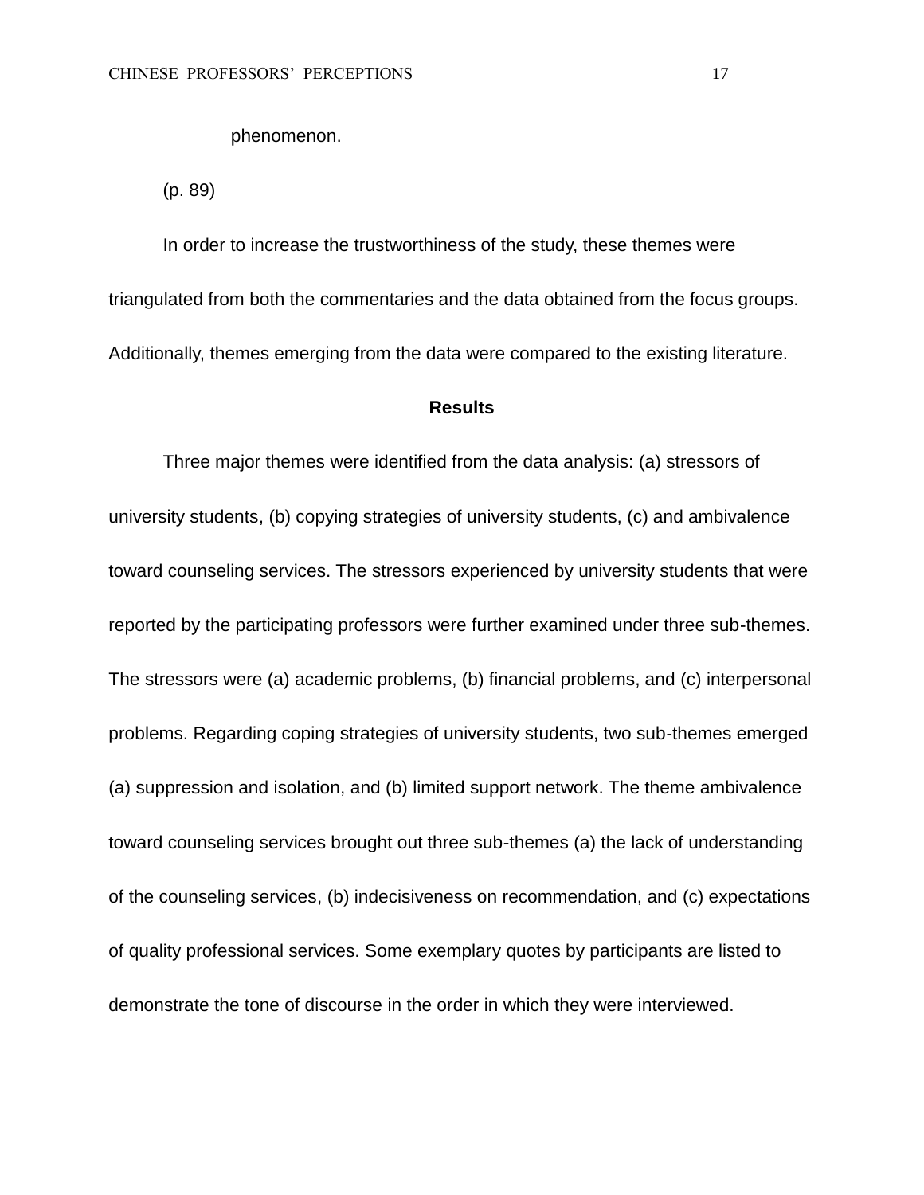phenomenon.

(p. 89)

In order to increase the trustworthiness of the study, these themes were triangulated from both the commentaries and the data obtained from the focus groups. Additionally, themes emerging from the data were compared to the existing literature.

## Results

Three major themes were identified from the data analysis: (a) stressors of university students, (b) copying strategies of university students, (c) and ambivalence toward counseling services. The stressors experienced by university students that were reported by the participating professors were further examined under three sub-themes. The stressors were (a) academic problems, (b) financial problems, and (c) interpersonal problems. Regarding coping strategies of university students, two sub-themes emerged (a) suppression and isolation, and (b) limited support network. The theme ambivalence toward counseling services brought out three sub-themes (a) the lack of understanding of the counseling services, (b) indecisiveness on recommendation, and (c) expectations of quality professional services. Some exemplary quotes by participants are listed to demonstrate the tone of discourse in the order in which they were interviewed.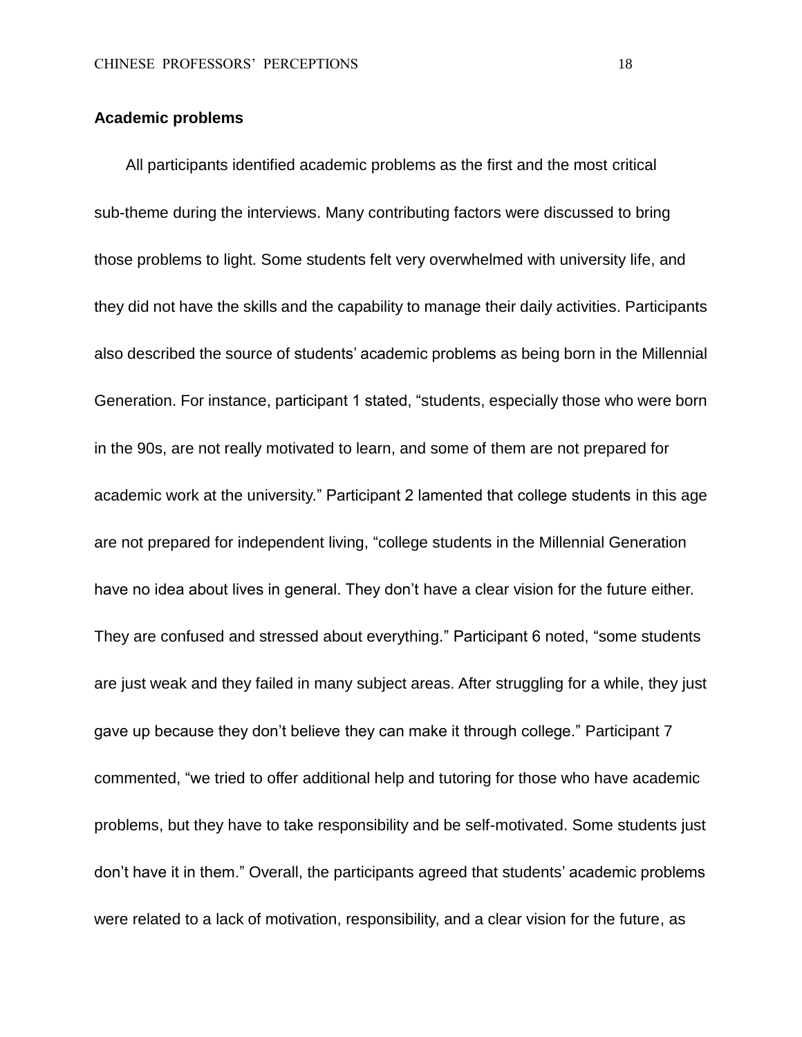### Academic problems

All participants identified academic problems as the first and the most critical sub-theme during the interviews. Many contributing factors were discussed to bring those problems to light. Some students felt very overwhelmed with university life, and they did not have the skills and the capability to manage their daily activities. Participants also described the source of students' academic problems as being born in the Millennial Generation. For instance, participant 1 stated, "students, especially those who were born in the 90s, are not really motivated to learn, and some of them are not prepared for academic work at the university." Participant 2 lamented that college students in this age are not prepared for independent living, "college students in the Millennial Generation have no idea about lives in general. They don't have a clear vision for the future either. They are confused and stressed about everything." Participant 6 noted, "some students are just weak and they failed in many subject areas. After struggling for a while, they just gave up because they don't believe they can make it through college." Participant 7 commented, "we tried to offer additional help and tutoring for those who have academic problems, but they have to take responsibility and be self-motivated. Some students just don't have it in them." Overall, the participants agreed that students' academic problems were related to a lack of motivation, responsibility, and a clear vision for the future, as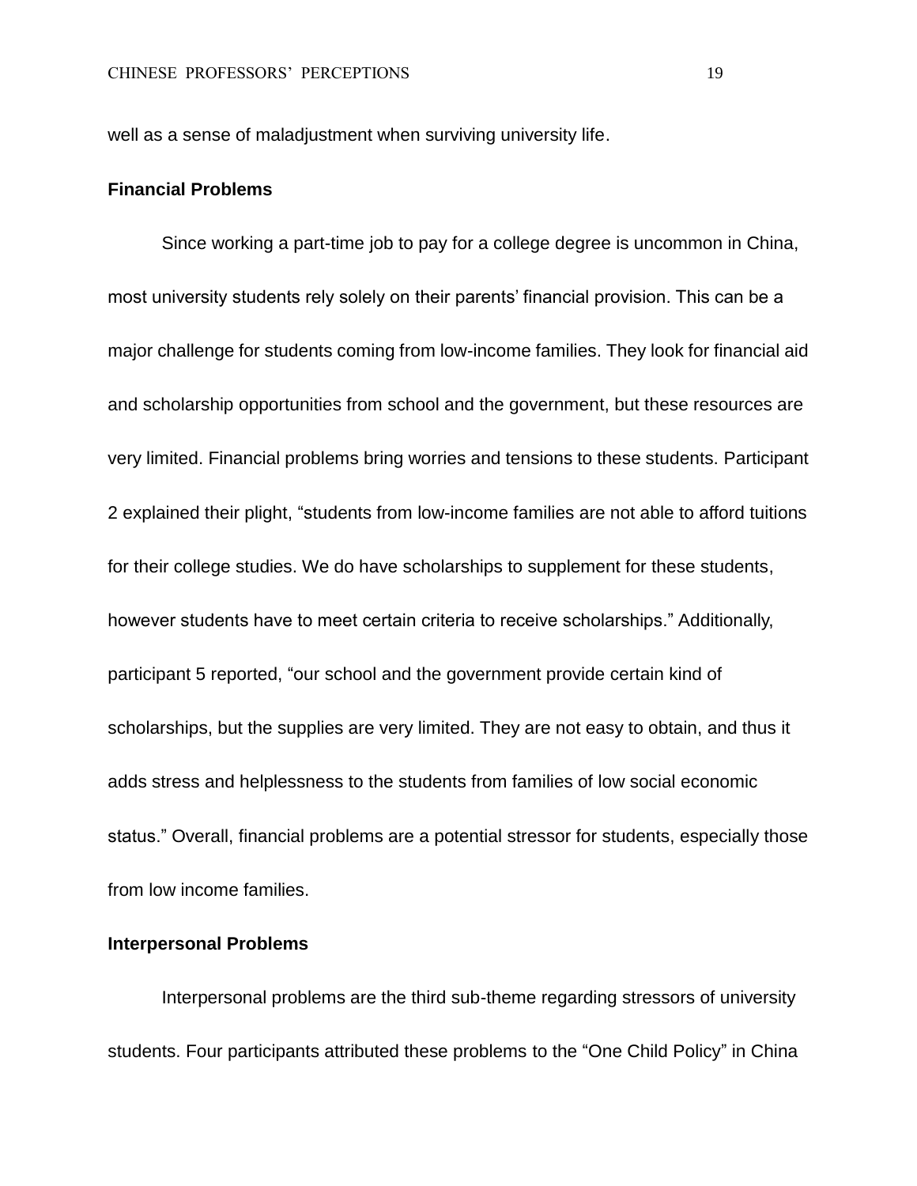well as a sense of maladjustment when surviving university life.

### Financial Problems

Since working a part-time job to pay for a college degree is uncommon in China, most university students rely solely on their parents' financial provision. This can be a major challenge for students coming from low-income families. They look for financial aid and scholarship opportunities from school and the government, but these resources are very limited. Financial problems bring worries and tensions to these students. Participant 2 explained their plight, "students from low-income families are not able to afford tuitions for their college studies. We do have scholarships to supplement for these students, however students have to meet certain criteria to receive scholarships." Additionally, participant 5 reported, "our school and the government provide certain kind of scholarships, but the supplies are very limited. They are not easy to obtain, and thus it adds stress and helplessness to the students from families of low social economic status." Overall, financial problems are a potential stressor for students, especially those from low income families.

### Interpersonal Problems

Interpersonal problems are the third sub-theme regarding stressors of university students. Four participants attributed these problems to the "One Child Policy" in China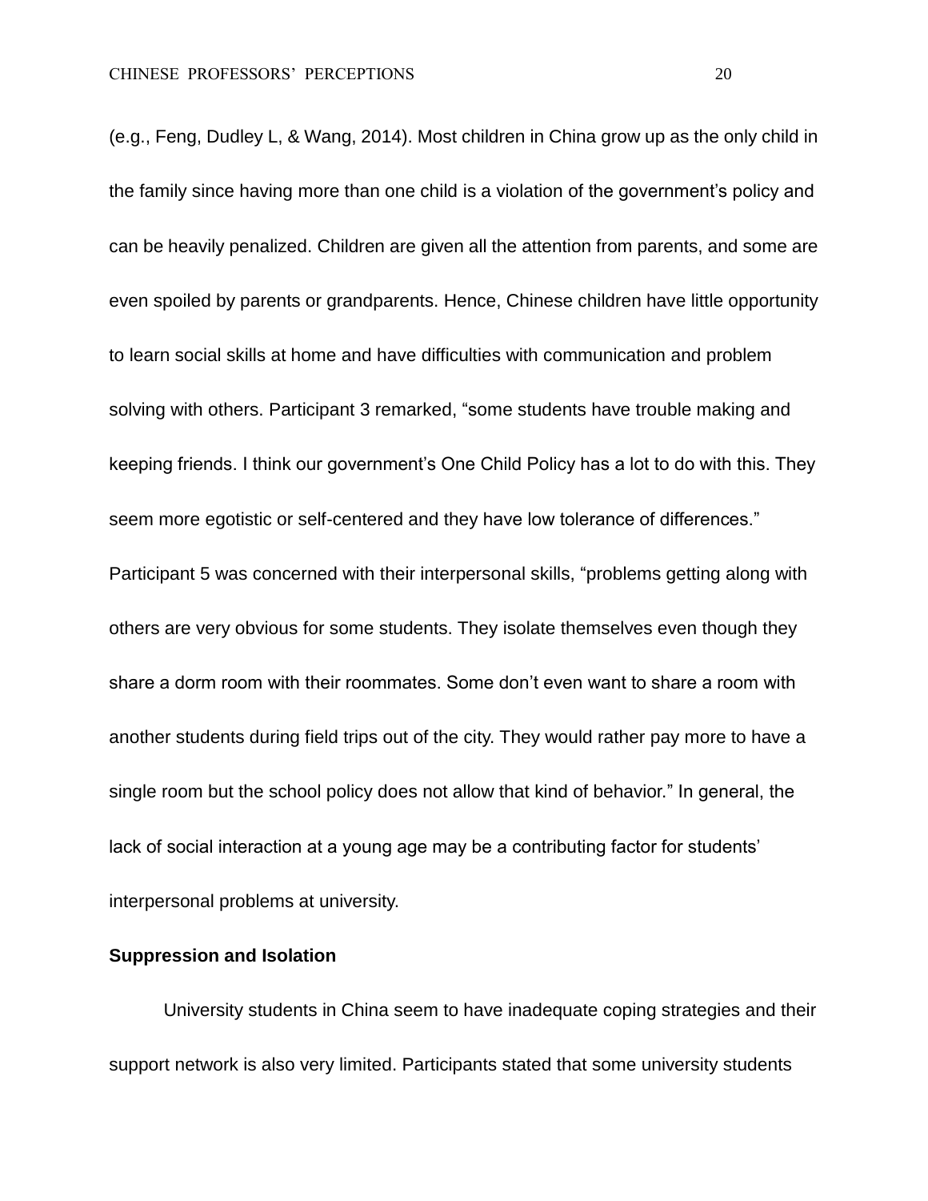(e.g., Feng, Dudley L, & Wang, 2014). Most children in China grow up as the only child in the family since having more than one child is a violation of the government's policy and can be heavily penalized. Children are given all the attention from parents, and some are even spoiled by parents or grandparents. Hence, Chinese children have little opportunity to learn social skills at home and have difficulties with communication and problem solving with others. Participant 3 remarked, "some students have trouble making and keeping friends. I think our government's One Child Policy has a lot to do with this. They seem more egotistic or self-centered and they have low tolerance of differences." Participant 5 was concerned with their interpersonal skills, "problems getting along with others are very obvious for some students. They isolate themselves even though they share a dorm room with their roommates. Some don't even want to share a room with another students during field trips out of the city. They would rather pay more to have a single room but the school policy does not allow that kind of behavior." In general, the lack of social interaction at a young age may be a contributing factor for students' interpersonal problems at university.

**Suppression and Isolation**

University students in China seem to have inadequate coping strategies and their support network is also very limited. Participants stated that some university students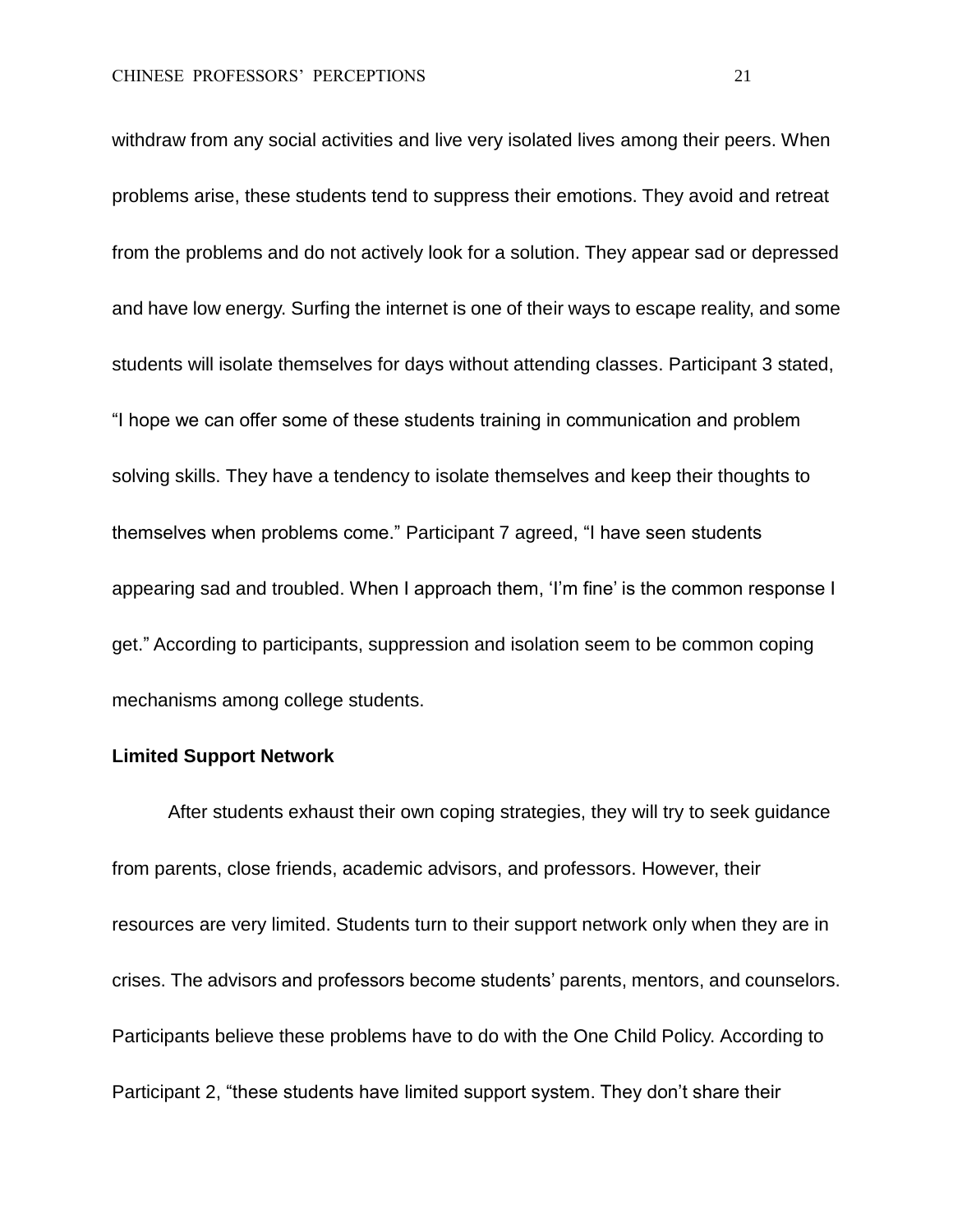withdraw from any social activities and live very isolated lives among their peers. When problems arise, these students tend to suppress their emotions. They avoid and retreat from the problems and do not actively look for a solution. They appear sad or depressed and have low energy. Surfing the internet is one of their ways to escape reality, and some students will isolate themselves for days without attending classes. Participant 3 stated, “I hope we can offer some of these students training in communication and problem solving skills. They have a tendency to isolate themselves and keep their thoughts to themselves when problems come.” Participant 7 agreed, “I have seen students appearing sad and troubled. When I approach them, ‘I’m fine’ is the common response I get.” According to participants, suppression and isolation seem to be common coping mechanisms among college students.

**Limited Support Network**

After students exhaust their own coping strategies, they will try to seek guidance from parents, close friends, academic advisors, and professors. However, their resources are very limited. Students turn to their support network only when they are in crises. The advisors and professors become students’ parents, mentors, and counselors. Participants believe these problems have to do with the One Child Policy. According to Participant 2, “these students have limited support system. They don’t share their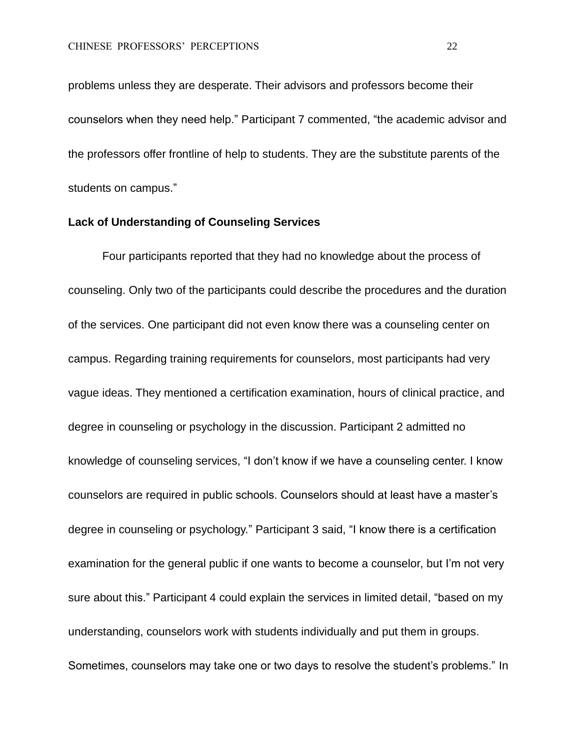problems unless they are desperate. Their advisors and professors become their counselors when they need help." Participant 7 commented, "the academic advisor and the professors offer frontline of help to students. They are the substitute parents of the students on campus."

### Lack of Understanding of Counseling Services

Four participants reported that they had no knowledge about the process of counseling. Only two of the participants could describe the procedures and the duration of the services. One participant did not even know there was a counseling center on campus. Regarding training requirements for counselors, most participants had very vague ideas. They mentioned a certification examination, hours of clinical practice, and degree in counseling or psychology in the discussion. Participant 2 admitted no knowledge of counseling services, "I don't know if we have a counseling center. I know counselors are required in public schools. Counselors should at least have a master's degree in counseling or psychology." Participant 3 said, "I know there is a certification examination for the general public if one wants to become a counselor, but I'm not very sure about this." Participant 4 could explain the services in limited detail, "based on my understanding, counselors work with students individually and put them in groups. Sometimes, counselors may take one or two days to resolve the student's problems." In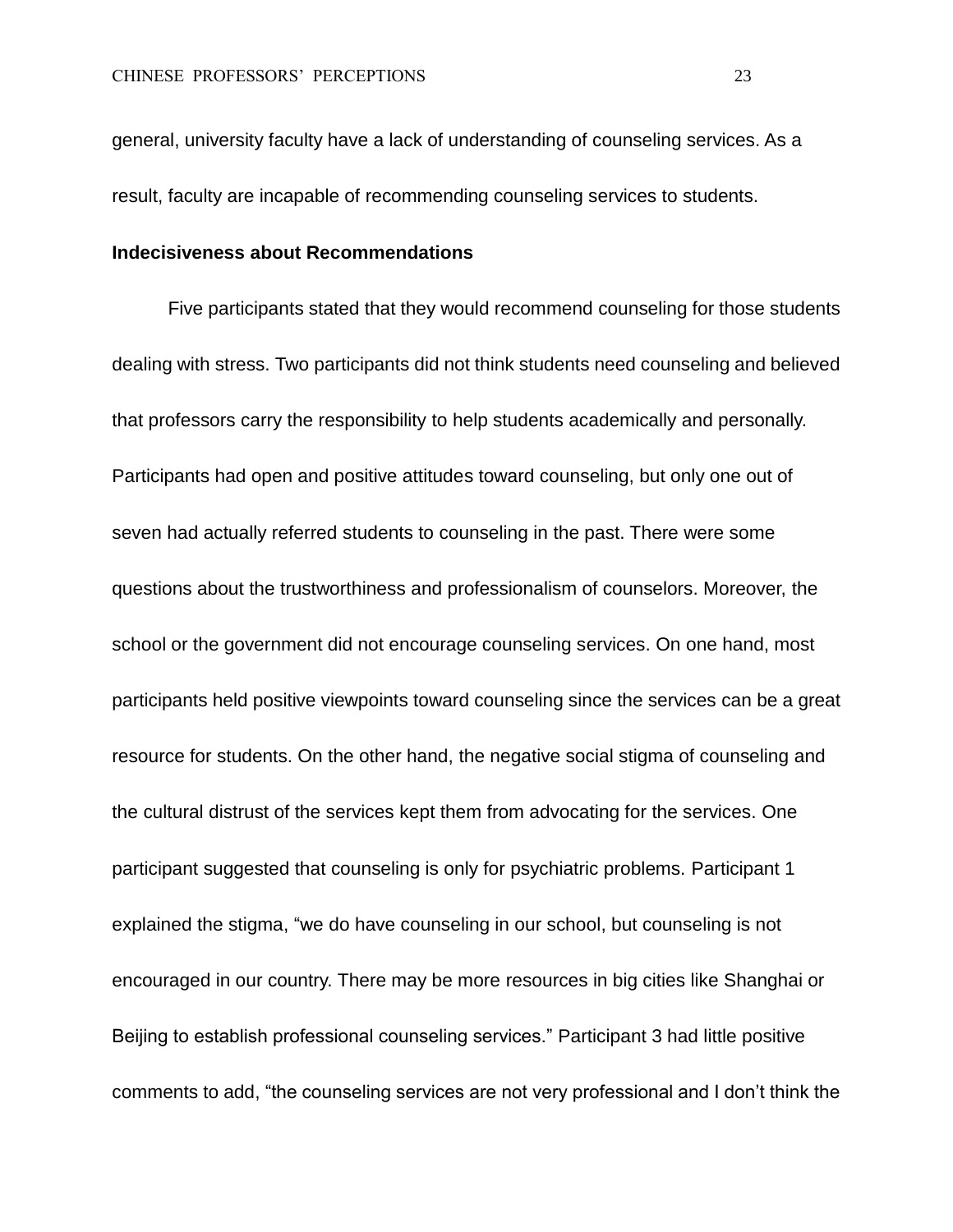general, university faculty have a lack of understanding of counseling services. As a result, faculty are incapable of recommending counseling services to students.

**Indecisiveness about Recommendations**

Five participants stated that they would recommend counseling for those students dealing with stress. Two participants did not think students need counseling and believed that professors carry the responsibility to help students academically and personally. Participants had open and positive attitudes toward counseling, but only one out of seven had actually referred students to counseling in the past. There were some questions about the trustworthiness and professionalism of counselors. Moreover, the school or the government did not encourage counseling services. On one hand, most participants held positive viewpoints toward counseling since the services can be a great resource for students. On the other hand, the negative social stigma of counseling and the cultural distrust of the services kept them from advocating for the services. One participant suggested that counseling is only for psychiatric problems. Participant 1 explained the stigma, “we do have counseling in our school, but counseling is not encouraged in our country. There may be more resources in big cities like Shanghai or Beijing to establish professional counseling services.” Participant 3 had little positive comments to add, “the counseling services are not very professional and I don’t think the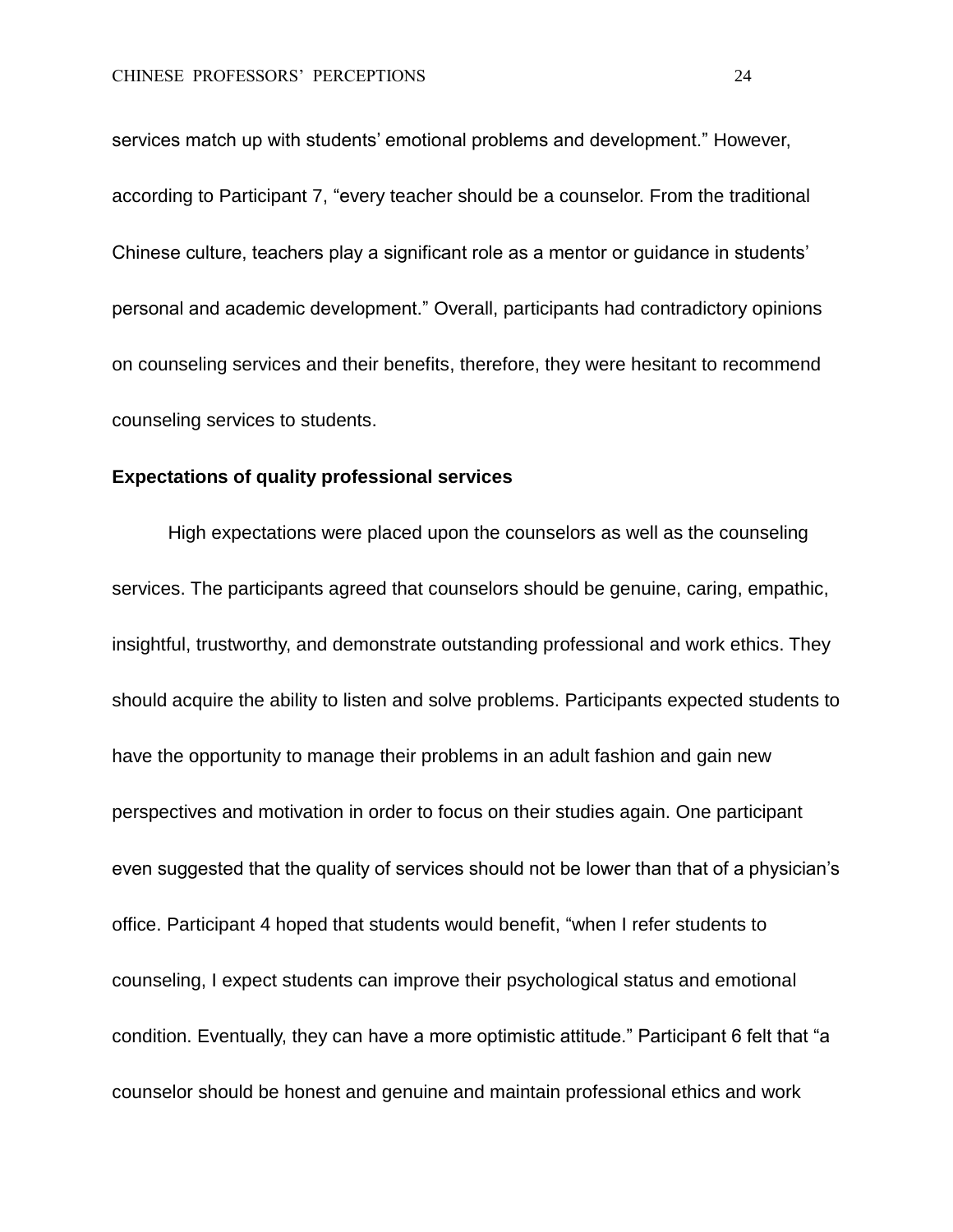services match up with students' emotional problems and development." However, according to Participant 7, "every teacher should be a counselor. From the traditional Chinese culture, teachers play a significant role as a mentor or guidance in students' personal and academic development." Overall, participants had contradictory opinions on counseling services and their benefits, therefore, they were hesitant to recommend counseling services to students.

### Expectations of quality professional services

High expectations were placed upon the counselors as well as the counseling services. The participants agreed that counselors should be genuine, caring, empathic, insightful, trustworthy, and demonstrate outstanding professional and work ethics. They should acquire the ability to listen and solve problems. Participants expected students to have the opportunity to manage their problems in an adult fashion and gain new perspectives and motivation in order to focus on their studies again. One participant even suggested that the quality of services should not be lower than that of a physician's office. Participant 4 hoped that students would benefit, "when I refer students to counseling, I expect students can improve their psychological status and emotional condition. Eventually, they can have a more optimistic attitude." Participant 6 felt that "a counselor should be honest and genuine and maintain professional ethics and work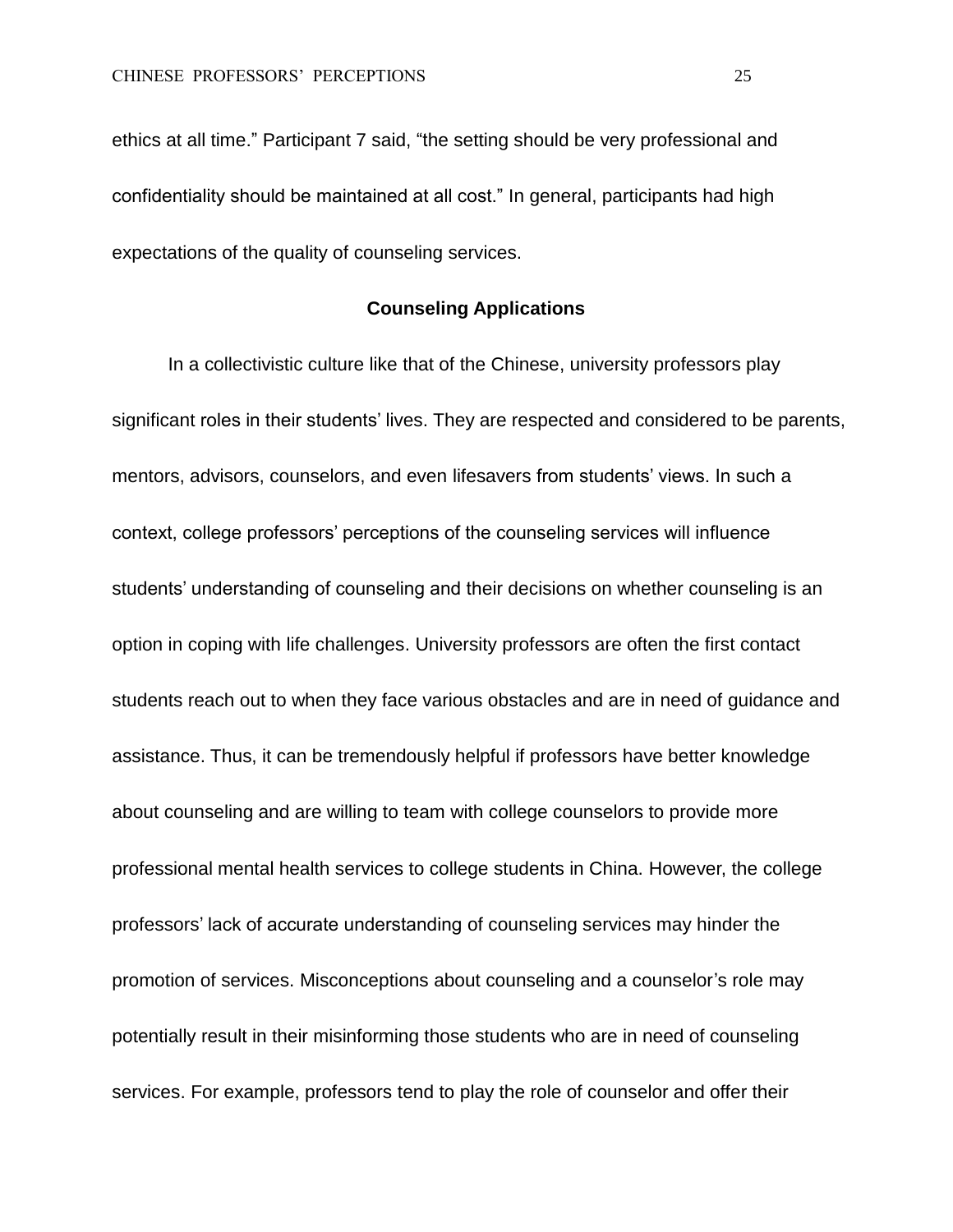ethics at all time." Participant 7 said, "the setting should be very professional and confidentiality should be maintained at all cost." In general, participants had high expectations of the quality of counseling services.

## Counseling Applications

In a collectivistic culture like that of the Chinese, university professors play significant roles in their students' lives. They are respected and considered to be parents, mentors, advisors, counselors, and even lifesavers from students' views. In such a context, college professors' perceptions of the counseling services will influence students' understanding of counseling and their decisions on whether counseling is an option in coping with life challenges. University professors are often the first contact students reach out to when they face various obstacles and are in need of guidance and assistance. Thus, it can be tremendously helpful if professors have better knowledge about counseling and are willing to team with college counselors to provide more professional mental health services to college students in China. However, the college professors' lack of accurate understanding of counseling services may hinder the promotion of services. Misconceptions about counseling and a counselor's role may potentially result in their misinforming those students who are in need of counseling services. For example, professors tend to play the role of counselor and offer their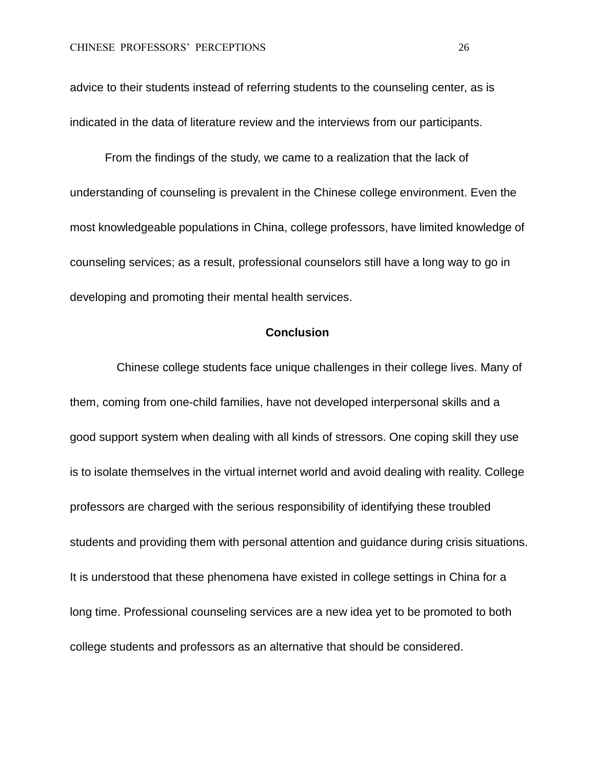advice to their students instead of referring students to the counseling center, as is indicated in the data of literature review and the interviews from our participants.

From the findings of the study, we came to a realization that the lack of understanding of counseling is prevalent in the Chinese college environment. Even the most knowledgeable populations in China, college professors, have limited knowledge of counseling services; as a result, professional counselors still have a long way to go in developing and promoting their mental health services.

## Conclusion

Chinese college students face unique challenges in their college lives. Many of them, coming from one-child families, have not developed interpersonal skills and a good support system when dealing with all kinds of stressors. One coping skill they use is to isolate themselves in the virtual internet world and avoid dealing with reality. College professors are charged with the serious responsibility of identifying these troubled students and providing them with personal attention and guidance during crisis situations. It is understood that these phenomena have existed in college settings in China for a long time. Professional counseling services are a new idea yet to be promoted to both college students and professors as an alternative that should be considered.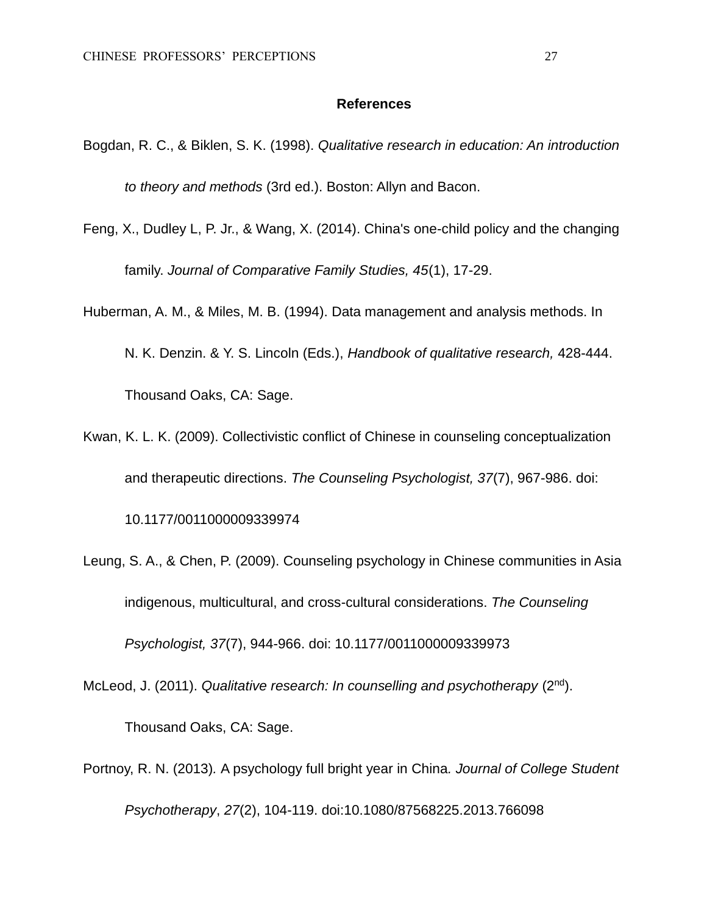# References

Bogdan, R. C., & Biklen, S. K. (1998). *Qualitative research in education: An introduction to theory and methods* (3rd ed.). Boston: Allyn and Bacon.

Feng, X., Dudley L, P. Jr., & Wang, X. (2014). China's one-child policy and the changing family. *Journal of Comparative Family Studies, 45*(1), 17-29.

Huberman, A. M., & Miles, M. B. (1994). Data management and analysis methods. In N. K. Denzin. & Y. S. Lincoln (Eds.), *Handbook of qualitative research,* 428-444. Thousand Oaks, CA: Sage.

Kwan, K. L. K. (2009). Collectivistic conflict of Chinese in counseling conceptualization and therapeutic directions. *The Counseling Psychologist, 37*(7), 967-986. doi: 10.1177/0011000009339974

Leung, S. A., & Chen, P. (2009). Counseling psychology in Chinese communities in Asia indigenous, multicultural, and cross-cultural considerations. *The Counseling Psychologist, 37*(7), 944-966. doi: 10.1177/0011000009339973

McLeod, J. (2011). *Qualitative research: In counselling and psychotherapy* (2nd). Thousand Oaks, CA: Sage.

Portnoy, R. N. (2013). A psychology full bright year in China. *Journal of College Student Psychotherapy*, *27*(2), 104-119. doi:10.1080/87568225.2013.766098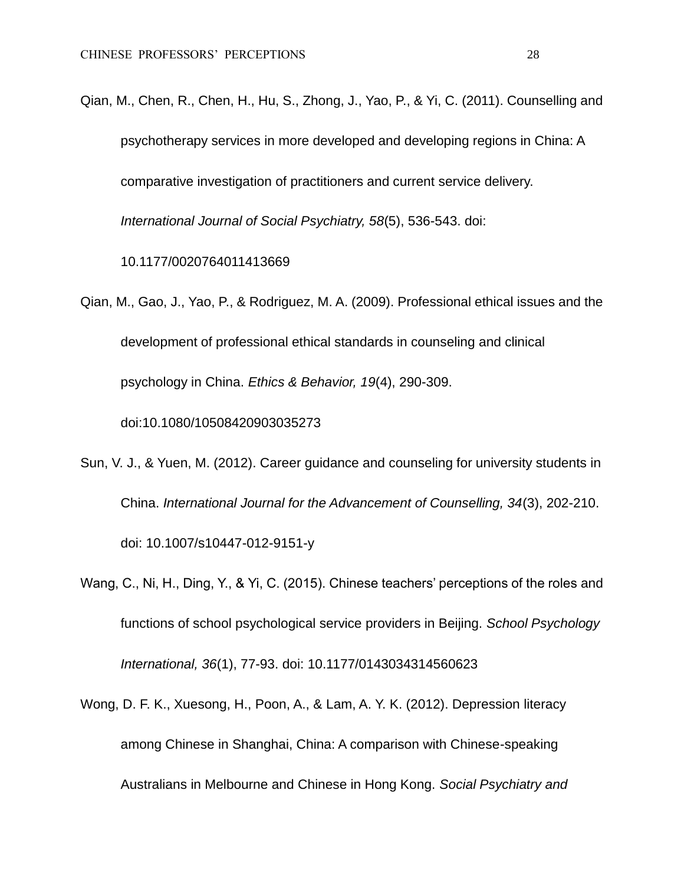Qian, M., Chen, R., Chen, H., Hu, S., Zhong, J., Yao, P., & Yi, C. (2011). Counselling and psychotherapy services in more developed and developing regions in China: A comparative investigation of practitioners and current service delivery. *International Journal of Social Psychiatry, 58*(5), 536-543. doi: 10.1177/0020764011413669

Qian, M., Gao, J., Yao, P., & Rodriguez, M. A. (2009). Professional ethical issues and the development of professional ethical standards in counseling and clinical psychology in China. *Ethics & Behavior, 19*(4), 290-309. doi:10.1080/10508420903035273

Sun, V. J., & Yuen, M. (2012). Career guidance and counseling for university students in China. *International Journal for the Advancement of Counselling, 34*(3), 202-210. doi: 10.1007/s10447-012-9151-y

Wang, C., Ni, H., Ding, Y., & Yi, C. (2015). Chinese teachers' perceptions of the roles and functions of school psychological service providers in Beijing. *School Psychology International, 36*(1), 77-93. doi: 10.1177/0143034314560623

Wong, D. F. K., Xuesong, H., Poon, A., & Lam, A. Y. K. (2012). Depression literacy among Chinese in Shanghai, China: A comparison with Chinese-speaking Australians in Melbourne and Chinese in Hong Kong. *Social Psychiatry and*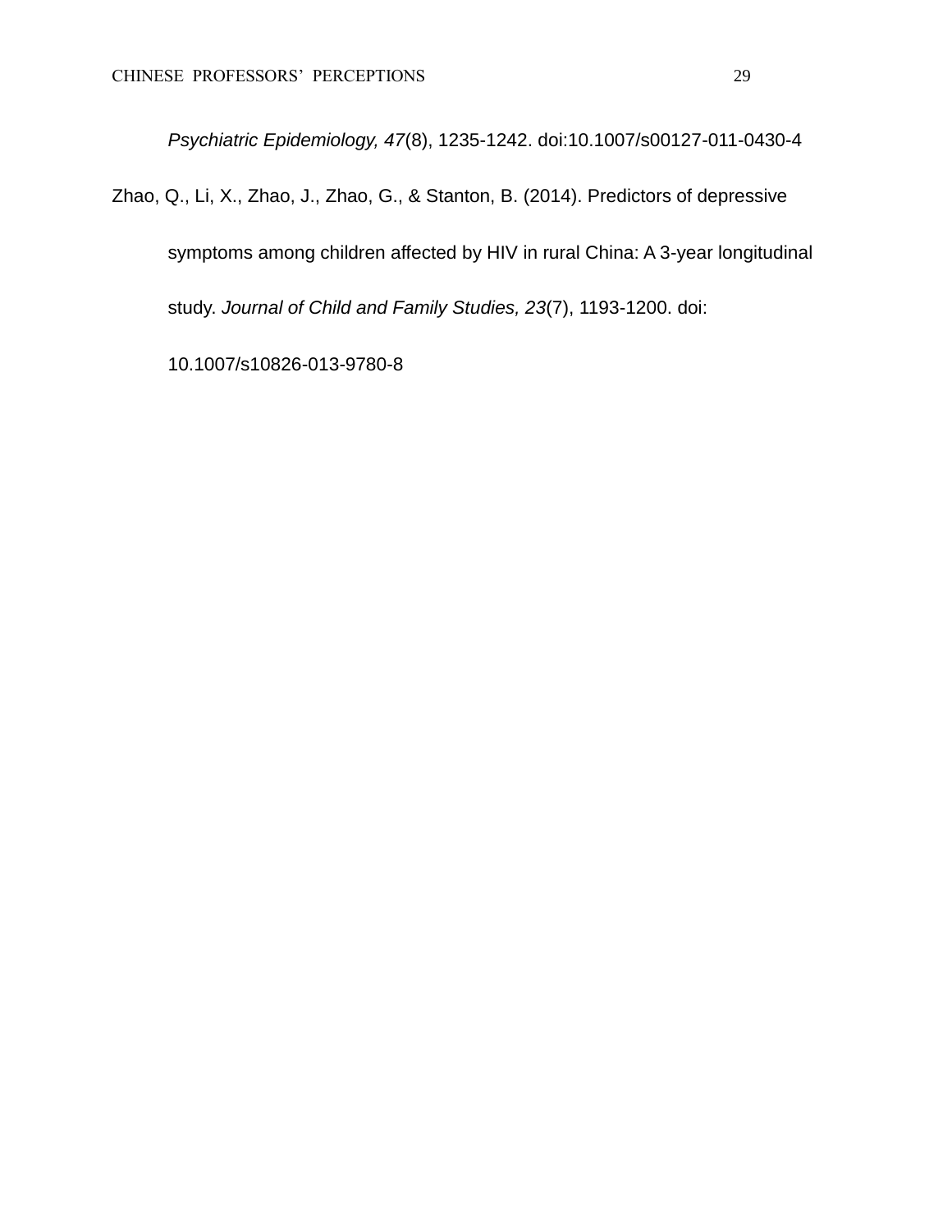*Psychiatric Epidemiology, 47*(8), 1235-1242. doi:10.1007/s00127-011-0430-4

Zhao, Q., Li, X., Zhao, J., Zhao, G., & Stanton, B. (2014). Predictors of depressive symptoms among children affected by HIV in rural China: A 3-year longitudinal study. *Journal of Child and Family Studies, 23*(7), 1193-1200. doi: 10.1007/s10826-013-9780-8